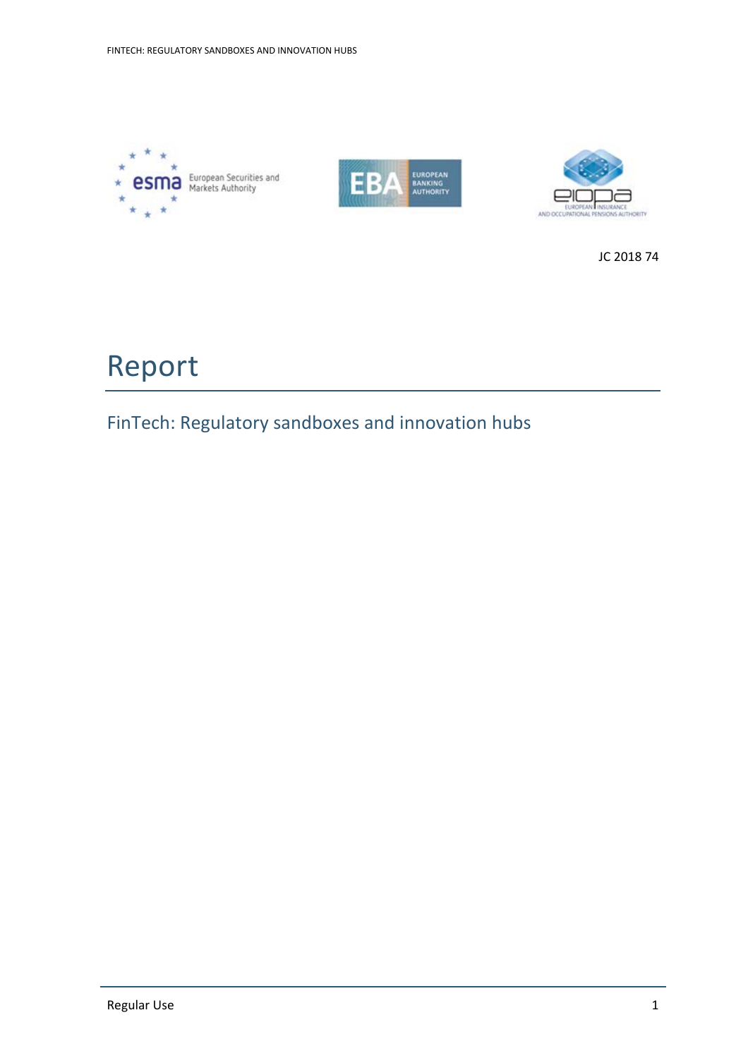JC 2018 74

# Report

## FinTech: Regulatory sandboxes and innovation hubs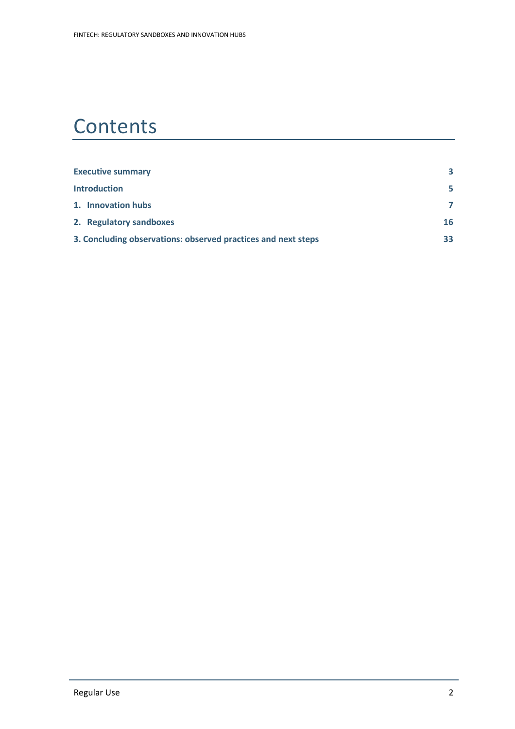# Contents

| | |
|---|---|
| **Executive summary** | **3** |
| **Introduction** | **5** |
| **1. Innovation hubs** | **7** |
| **2. Regulatory sandboxes** | **16** |
| **3. Concluding observations: observed practices and next steps** | **33** |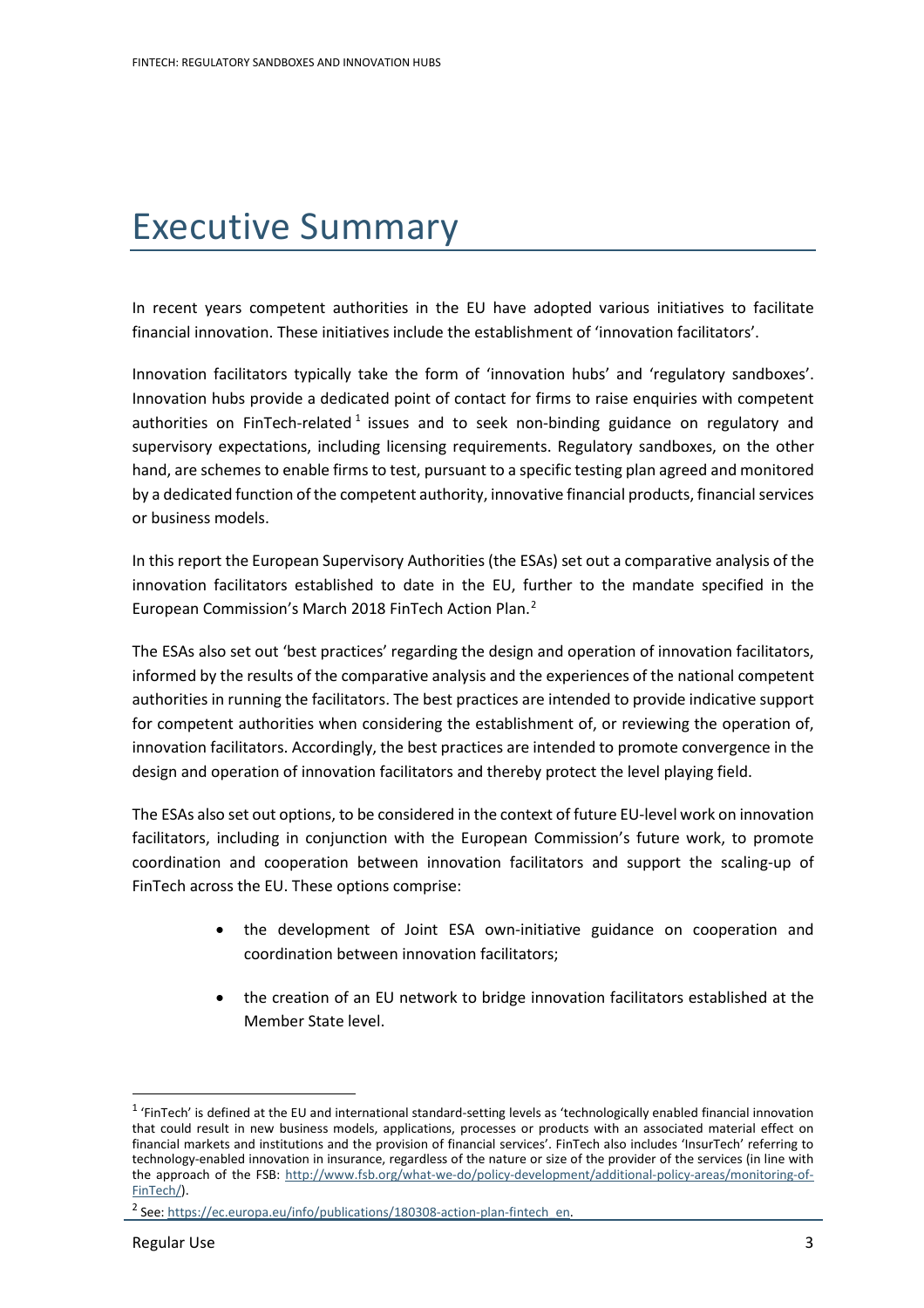# Executive Summary

In recent years competent authorities in the EU have adopted various initiatives to facilitate financial innovation. These initiatives include the establishment of 'innovation facilitators'.

Innovation facilitators typically take the form of 'innovation hubs' and 'regulatory sandboxes'. Innovation hubs provide a dedicated point of contact for firms to raise enquiries with competent authorities on FinTech-related[1] issues and to seek non-binding guidance on regulatory and supervisory expectations, including licensing requirements. Regulatory sandboxes, on the other hand, are schemes to enable firms to test, pursuant to a specific testing plan agreed and monitored by a dedicated function of the competent authority, innovative financial products, financial services or business models.

In this report the European Supervisory Authorities (the ESAs) set out a comparative analysis of the innovation facilitators established to date in the EU, further to the mandate specified in the European Commission's March 2018 FinTech Action Plan.[2]

The ESAs also set out 'best practices' regarding the design and operation of innovation facilitators, informed by the results of the comparative analysis and the experiences of the national competent authorities in running the facilitators. The best practices are intended to provide indicative support for competent authorities when considering the establishment of, or reviewing the operation of, innovation facilitators. Accordingly, the best practices are intended to promote convergence in the design and operation of innovation facilitators and thereby protect the level playing field.

The ESAs also set out options, to be considered in the context of future EU-level work on innovation facilitators, including in conjunction with the European Commission's future work, to promote coordination and cooperation between innovation facilitators and support the scaling-up of FinTech across the EU. These options comprise:

- the development of Joint ESA own-initiative guidance on cooperation and coordination between innovation facilitators;
- the creation of an EU network to bridge innovation facilitators established at the Member State level.

---

[1] 'FinTech' is defined at the EU and international standard-setting levels as 'technologically enabled financial innovation that could result in new business models, applications, processes or products with an associated material effect on financial markets and institutions and the provision of financial services'. FinTech also includes 'InsurTech' referring to technology-enabled innovation in insurance, regardless of the nature or size of the provider of the services (in line with the approach of the FSB: http://www.fsb.org/what-we-do/policy-development/additional-policy-areas/monitoring-of-FinTech/).

[2] See: https://ec.europa.eu/info/publications/180308-action-plan-fintech_en.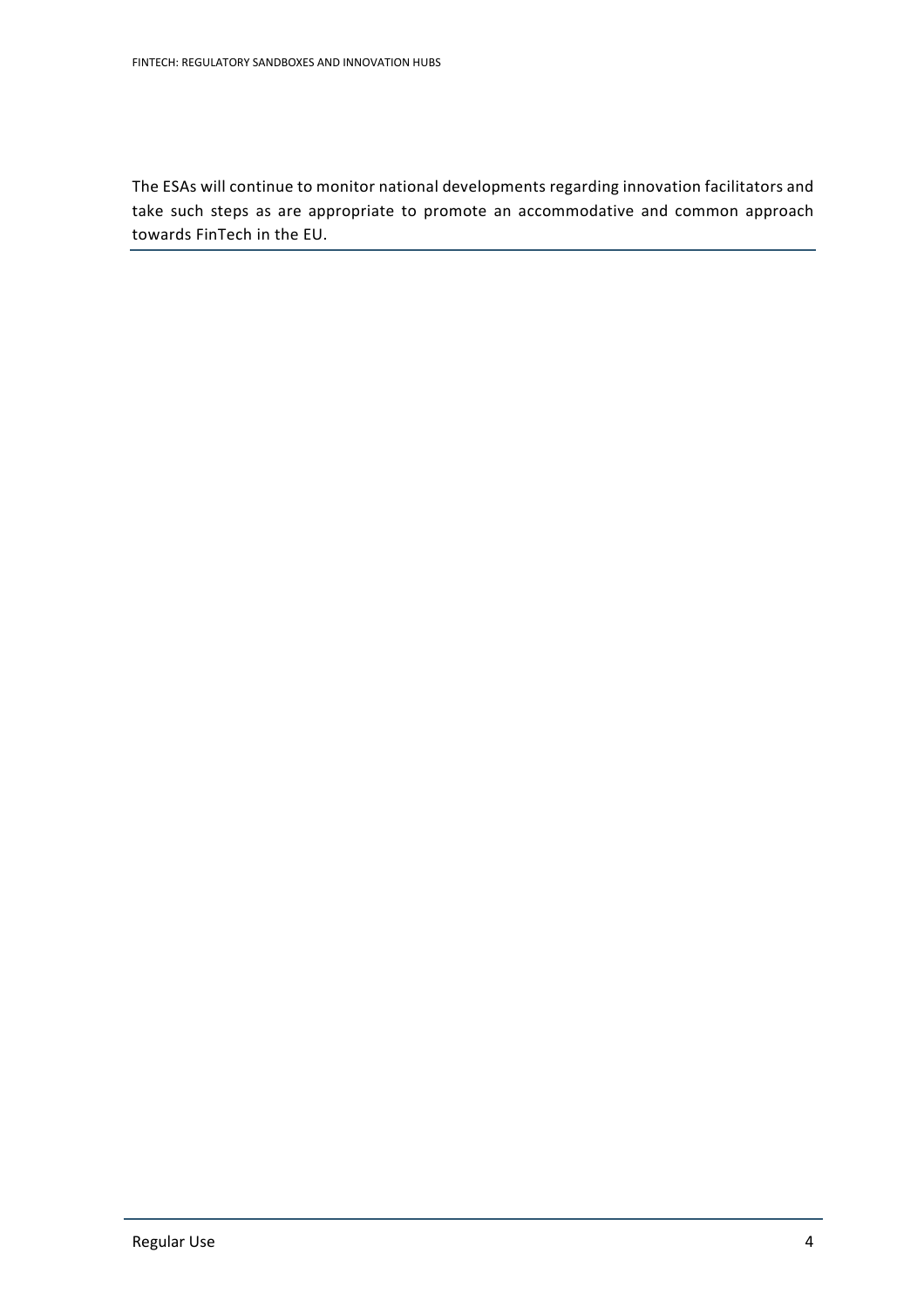The ESAs will continue to monitor national developments regarding innovation facilitators and take such steps as are appropriate to promote an accommodative and common approach towards FinTech in the EU.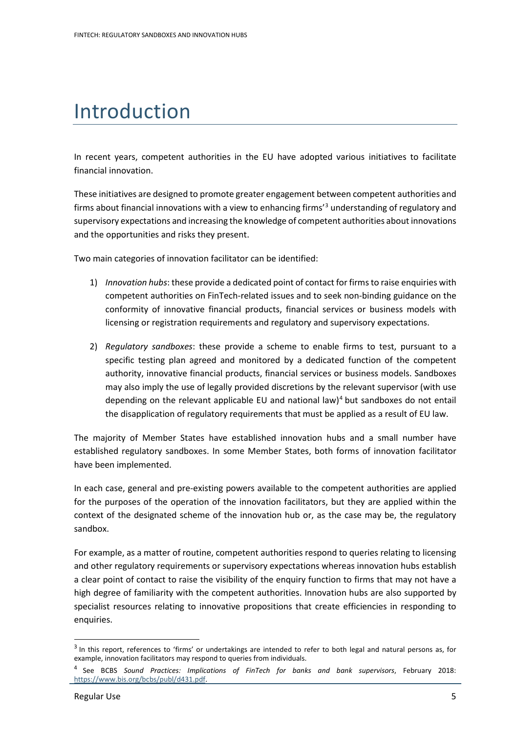# Introduction

In recent years, competent authorities in the EU have adopted various initiatives to facilitate financial innovation.

These initiatives are designed to promote greater engagement between competent authorities and firms about financial innovations with a view to enhancing firms'[3] understanding of regulatory and supervisory expectations and increasing the knowledge of competent authorities about innovations and the opportunities and risks they present.

Two main categories of innovation facilitator can be identified:

1) *Innovation hubs*: these provide a dedicated point of contact for firms to raise enquiries with competent authorities on FinTech-related issues and to seek non-binding guidance on the conformity of innovative financial products, financial services or business models with licensing or registration requirements and regulatory and supervisory expectations.

2) *Regulatory sandboxes*: these provide a scheme to enable firms to test, pursuant to a specific testing plan agreed and monitored by a dedicated function of the competent authority, innovative financial products, financial services or business models. Sandboxes may also imply the use of legally provided discretions by the relevant supervisor (with use depending on the relevant applicable EU and national law)[4] but sandboxes do not entail the disapplication of regulatory requirements that must be applied as a result of EU law.

The majority of Member States have established innovation hubs and a small number have established regulatory sandboxes. In some Member States, both forms of innovation facilitator have been implemented.

In each case, general and pre-existing powers available to the competent authorities are applied for the purposes of the operation of the innovation facilitators, but they are applied within the context of the designated scheme of the innovation hub or, as the case may be, the regulatory sandbox.

For example, as a matter of routine, competent authorities respond to queries relating to licensing and other regulatory requirements or supervisory expectations whereas innovation hubs establish a clear point of contact to raise the visibility of the enquiry function to firms that may not have a high degree of familiarity with the competent authorities. Innovation hubs are also supported by specialist resources relating to innovative propositions that create efficiencies in responding to enquiries.

[3] In this report, references to 'firms' or undertakings are intended to refer to both legal and natural persons as, for example, innovation facilitators may respond to queries from individuals.

[4] See BCBS *Sound Practices: Implications of FinTech for banks and bank supervisors*, February 2018: https://www.bis.org/bcbs/publ/d431.pdf.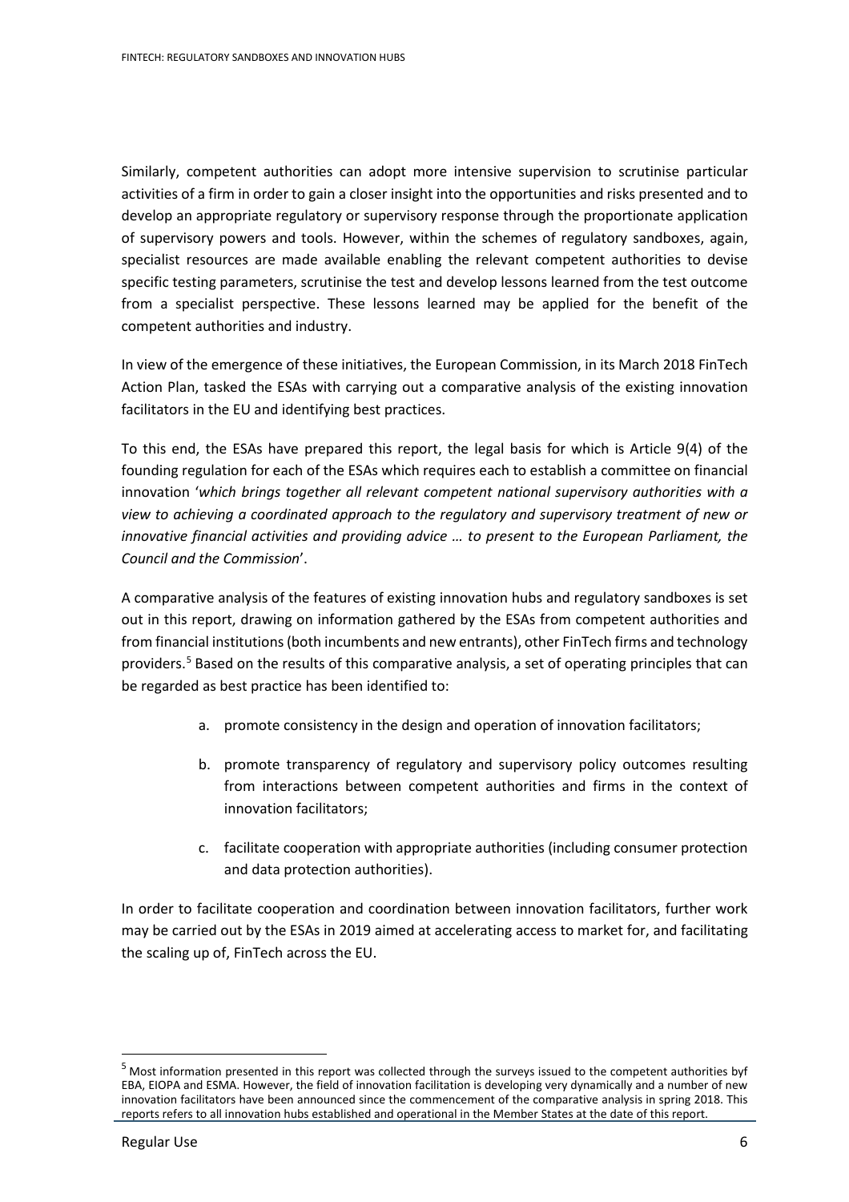Similarly, competent authorities can adopt more intensive supervision to scrutinise particular activities of a firm in order to gain a closer insight into the opportunities and risks presented and to develop an appropriate regulatory or supervisory response through the proportionate application of supervisory powers and tools. However, within the schemes of regulatory sandboxes, again, specialist resources are made available enabling the relevant competent authorities to devise specific testing parameters, scrutinise the test and develop lessons learned from the test outcome from a specialist perspective. These lessons learned may be applied for the benefit of the competent authorities and industry.

In view of the emergence of these initiatives, the European Commission, in its March 2018 FinTech Action Plan, tasked the ESAs with carrying out a comparative analysis of the existing innovation facilitators in the EU and identifying best practices.

To this end, the ESAs have prepared this report, the legal basis for which is Article 9(4) of the founding regulation for each of the ESAs which requires each to establish a committee on financial innovation '*which brings together all relevant competent national supervisory authorities with a view to achieving a coordinated approach to the regulatory and supervisory treatment of new or innovative financial activities and providing advice … to present to the European Parliament, the Council and the Commission*'.

A comparative analysis of the features of existing innovation hubs and regulatory sandboxes is set out in this report, drawing on information gathered by the ESAs from competent authorities and from financial institutions (both incumbents and new entrants), other FinTech firms and technology providers.[5] Based on the results of this comparative analysis, a set of operating principles that can be regarded as best practice has been identified to:

a. promote consistency in the design and operation of innovation facilitators;

b. promote transparency of regulatory and supervisory policy outcomes resulting from interactions between competent authorities and firms in the context of innovation facilitators;

c. facilitate cooperation with appropriate authorities (including consumer protection and data protection authorities).

In order to facilitate cooperation and coordination between innovation facilitators, further work may be carried out by the ESAs in 2019 aimed at accelerating access to market for, and facilitating the scaling up of, FinTech across the EU.

[5] Most information presented in this report was collected through the surveys issued to the competent authorities byf EBA, EIOPA and ESMA. However, the field of innovation facilitation is developing very dynamically and a number of new innovation facilitators have been announced since the commencement of the comparative analysis in spring 2018. This reports refers to all innovation hubs established and operational in the Member States at the date of this report.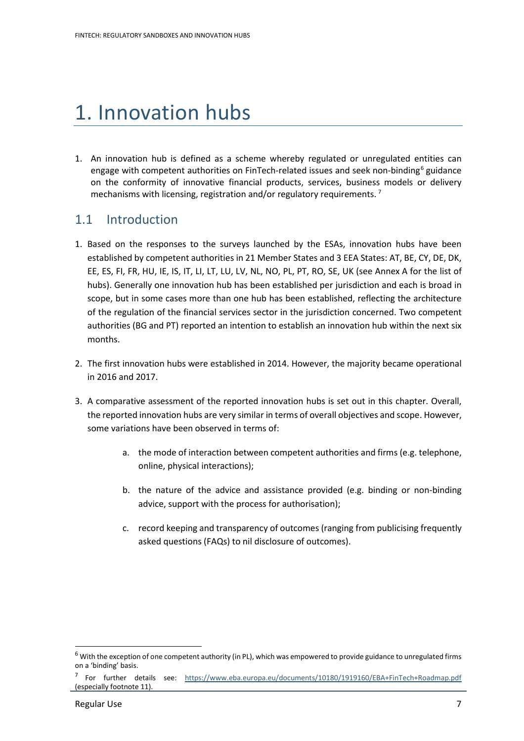# 1. Innovation hubs

1. An innovation hub is defined as a scheme whereby regulated or unregulated entities can engage with competent authorities on FinTech-related issues and seek non-binding[6] guidance on the conformity of innovative financial products, services, business models or delivery mechanisms with licensing, registration and/or regulatory requirements. [7]

## 1.1 Introduction

1. Based on the responses to the surveys launched by the ESAs, innovation hubs have been established by competent authorities in 21 Member States and 3 EEA States: AT, BE, CY, DE, DK, EE, ES, FI, FR, HU, IE, IS, IT, LI, LT, LU, LV, NL, NO, PL, PT, RO, SE, UK (see Annex A for the list of hubs). Generally one innovation hub has been established per jurisdiction and each is broad in scope, but in some cases more than one hub has been established, reflecting the architecture of the regulation of the financial services sector in the jurisdiction concerned. Two competent authorities (BG and PT) reported an intention to establish an innovation hub within the next six months.

2. The first innovation hubs were established in 2014. However, the majority became operational in 2016 and 2017.

3. A comparative assessment of the reported innovation hubs is set out in this chapter. Overall, the reported innovation hubs are very similar in terms of overall objectives and scope. However, some variations have been observed in terms of:

    a. the mode of interaction between competent authorities and firms (e.g. telephone, online, physical interactions);

    b. the nature of the advice and assistance provided (e.g. binding or non-binding advice, support with the process for authorisation);

    c. record keeping and transparency of outcomes (ranging from publicising frequently asked questions (FAQs) to nil disclosure of outcomes).

---

[6] With the exception of one competent authority (in PL), which was empowered to provide guidance to unregulated firms on a 'binding' basis.

[7] For further details see: https://www.eba.europa.eu/documents/10180/1919160/EBA+FinTech+Roadmap.pdf (especially footnote 11).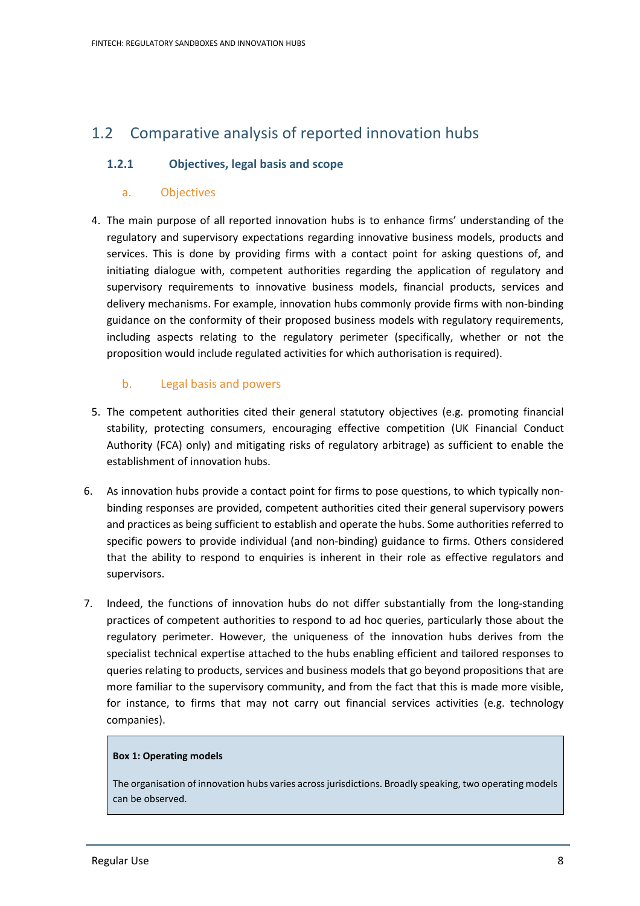## 1.2 Comparative analysis of reported innovation hubs

### 1.2.1 Objectives, legal basis and scope

#### a. Objectives

4. The main purpose of all reported innovation hubs is to enhance firms' understanding of the regulatory and supervisory expectations regarding innovative business models, products and services. This is done by providing firms with a contact point for asking questions of, and initiating dialogue with, competent authorities regarding the application of regulatory and supervisory requirements to innovative business models, financial products, services and delivery mechanisms. For example, innovation hubs commonly provide firms with non-binding guidance on the conformity of their proposed business models with regulatory requirements, including aspects relating to the regulatory perimeter (specifically, whether or not the proposition would include regulated activities for which authorisation is required).

#### b. Legal basis and powers

5. The competent authorities cited their general statutory objectives (e.g. promoting financial stability, protecting consumers, encouraging effective competition (UK Financial Conduct Authority (FCA) only) and mitigating risks of regulatory arbitrage) as sufficient to enable the establishment of innovation hubs.

6. As innovation hubs provide a contact point for firms to pose questions, to which typically non-binding responses are provided, competent authorities cited their general supervisory powers and practices as being sufficient to establish and operate the hubs. Some authorities referred to specific powers to provide individual (and non-binding) guidance to firms. Others considered that the ability to respond to enquiries is inherent in their role as effective regulators and supervisors.

7. Indeed, the functions of innovation hubs do not differ substantially from the long-standing practices of competent authorities to respond to ad hoc queries, particularly those about the regulatory perimeter. However, the uniqueness of the innovation hubs derives from the specialist technical expertise attached to the hubs enabling efficient and tailored responses to queries relating to products, services and business models that go beyond propositions that are more familiar to the supervisory community, and from the fact that this is made more visible, for instance, to firms that may not carry out financial services activities (e.g. technology companies).

> **Box 1: Operating models**
>
> The organisation of innovation hubs varies across jurisdictions. Broadly speaking, two operating models can be observed.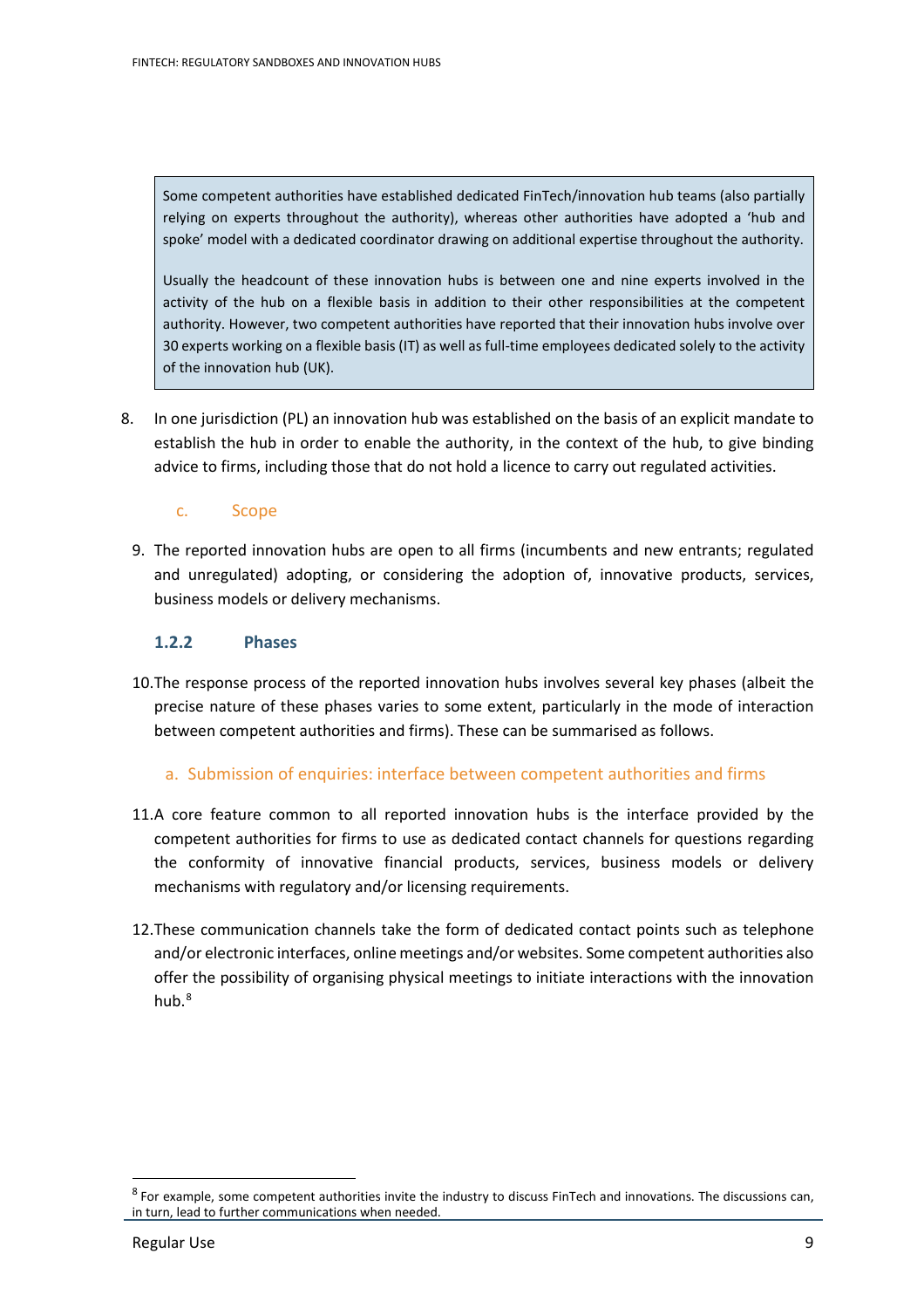> Some competent authorities have established dedicated FinTech/innovation hub teams (also partially relying on experts throughout the authority), whereas other authorities have adopted a 'hub and spoke' model with a dedicated coordinator drawing on additional expertise throughout the authority.
>
> Usually the headcount of these innovation hubs is between one and nine experts involved in the activity of the hub on a flexible basis in addition to their other responsibilities at the competent authority. However, two competent authorities have reported that their innovation hubs involve over 30 experts working on a flexible basis (IT) as well as full-time employees dedicated solely to the activity of the innovation hub (UK).

8. In one jurisdiction (PL) an innovation hub was established on the basis of an explicit mandate to establish the hub in order to enable the authority, in the context of the hub, to give binding advice to firms, including those that do not hold a licence to carry out regulated activities.

#### c. Scope

9. The reported innovation hubs are open to all firms (incumbents and new entrants; regulated and unregulated) adopting, or considering the adoption of, innovative products, services, business models or delivery mechanisms.

### 1.2.2 Phases

10. The response process of the reported innovation hubs involves several key phases (albeit the precise nature of these phases varies to some extent, particularly in the mode of interaction between competent authorities and firms). These can be summarised as follows.

#### a. Submission of enquiries: interface between competent authorities and firms

11. A core feature common to all reported innovation hubs is the interface provided by the competent authorities for firms to use as dedicated contact channels for questions regarding the conformity of innovative financial products, services, business models or delivery mechanisms with regulatory and/or licensing requirements.

12. These communication channels take the form of dedicated contact points such as telephone and/or electronic interfaces, online meetings and/or websites. Some competent authorities also offer the possibility of organising physical meetings to initiate interactions with the innovation hub.[8]

---

[8] For example, some competent authorities invite the industry to discuss FinTech and innovations. The discussions can, in turn, lead to further communications when needed.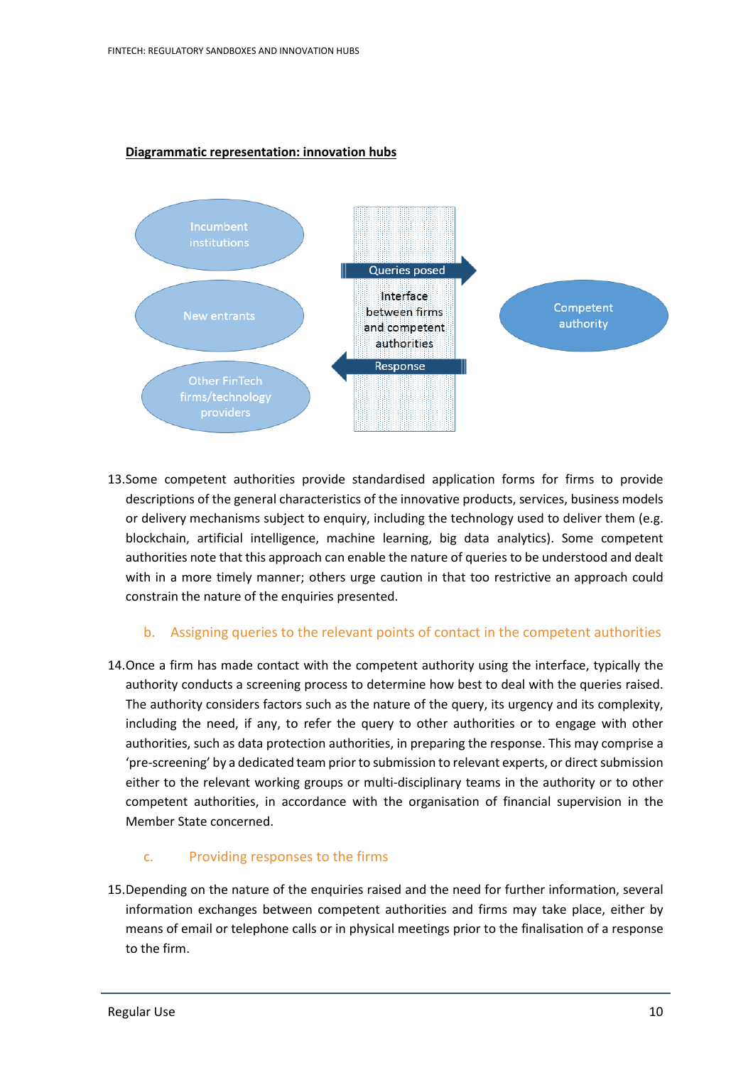**Diagrammatic representation: innovation hubs**

Incumbent institutions

New entrants

Other FinTech firms/technology providers

Queries posed

Interface between firms and competent authorities

Response

Competent authority

13.Some competent authorities provide standardised application forms for firms to provide descriptions of the general characteristics of the innovative products, services, business models or delivery mechanisms subject to enquiry, including the technology used to deliver them (e.g. blockchain, artificial intelligence, machine learning, big data analytics). Some competent authorities note that this approach can enable the nature of queries to be understood and dealt with in a more timely manner; others urge caution in that too restrictive an approach could constrain the nature of the enquiries presented.

### b. Assigning queries to the relevant points of contact in the competent authorities

14.Once a firm has made contact with the competent authority using the interface, typically the authority conducts a screening process to determine how best to deal with the queries raised. The authority considers factors such as the nature of the query, its urgency and its complexity, including the need, if any, to refer the query to other authorities or to engage with other authorities, such as data protection authorities, in preparing the response. This may comprise a 'pre-screening' by a dedicated team prior to submission to relevant experts, or direct submission either to the relevant working groups or multi-disciplinary teams in the authority or to other competent authorities, in accordance with the organisation of financial supervision in the Member State concerned.

### c. Providing responses to the firms

15.Depending on the nature of the enquiries raised and the need for further information, several information exchanges between competent authorities and firms may take place, either by means of email or telephone calls or in physical meetings prior to the finalisation of a response to the firm.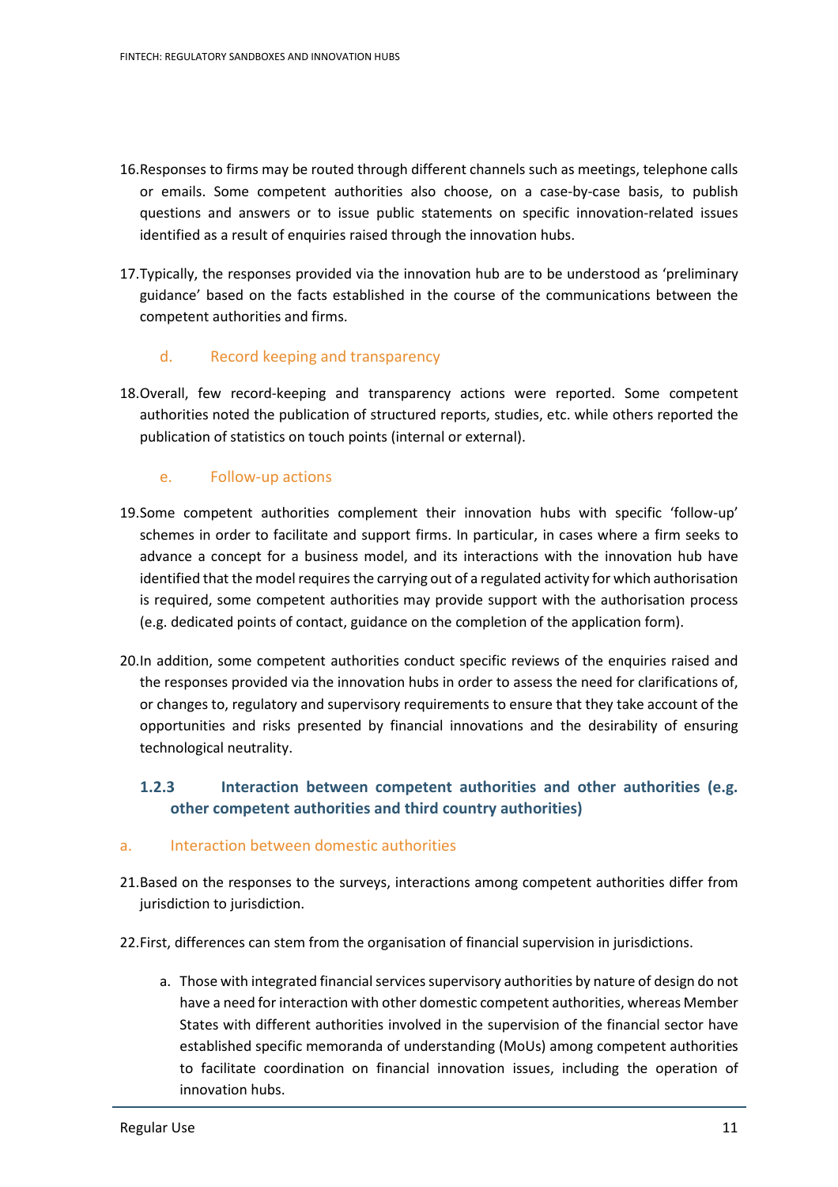16. Responses to firms may be routed through different channels such as meetings, telephone calls or emails. Some competent authorities also choose, on a case-by-case basis, to publish questions and answers or to issue public statements on specific innovation-related issues identified as a result of enquiries raised through the innovation hubs.

17. Typically, the responses provided via the innovation hub are to be understood as 'preliminary guidance' based on the facts established in the course of the communications between the competent authorities and firms.

#### d. Record keeping and transparency

18. Overall, few record-keeping and transparency actions were reported. Some competent authorities noted the publication of structured reports, studies, etc. while others reported the publication of statistics on touch points (internal or external).

#### e. Follow-up actions

19. Some competent authorities complement their innovation hubs with specific 'follow-up' schemes in order to facilitate and support firms. In particular, in cases where a firm seeks to advance a concept for a business model, and its interactions with the innovation hub have identified that the model requires the carrying out of a regulated activity for which authorisation is required, some competent authorities may provide support with the authorisation process (e.g. dedicated points of contact, guidance on the completion of the application form).

20. In addition, some competent authorities conduct specific reviews of the enquiries raised and the responses provided via the innovation hubs in order to assess the need for clarifications of, or changes to, regulatory and supervisory requirements to ensure that they take account of the opportunities and risks presented by financial innovations and the desirability of ensuring technological neutrality.

### 1.2.3 Interaction between competent authorities and other authorities (e.g. other competent authorities and third country authorities)

#### a. Interaction between domestic authorities

21. Based on the responses to the surveys, interactions among competent authorities differ from jurisdiction to jurisdiction.

22. First, differences can stem from the organisation of financial supervision in jurisdictions.

    a. Those with integrated financial services supervisory authorities by nature of design do not have a need for interaction with other domestic competent authorities, whereas Member States with different authorities involved in the supervision of the financial sector have established specific memoranda of understanding (MoUs) among competent authorities to facilitate coordination on financial innovation issues, including the operation of innovation hubs.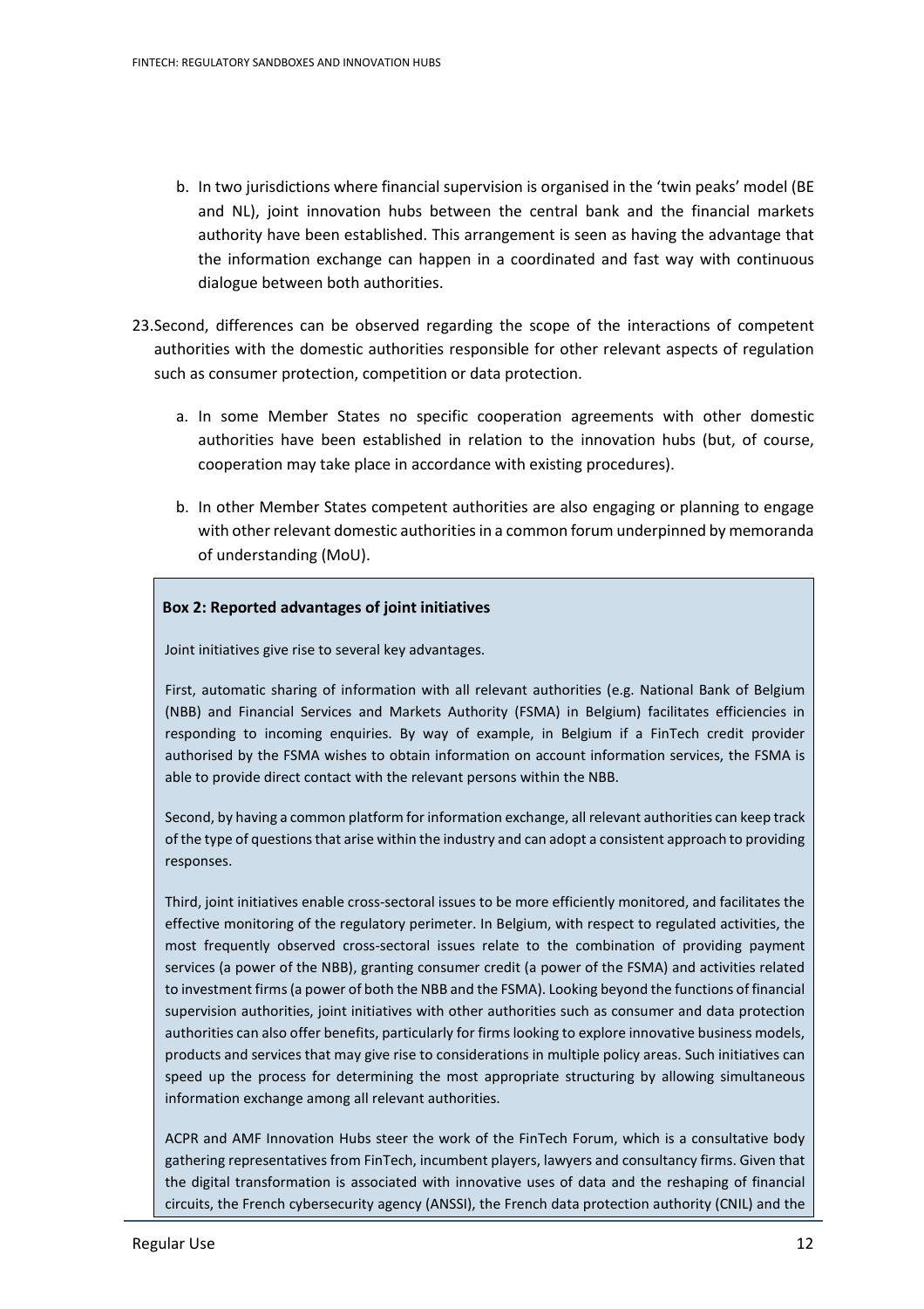b. In two jurisdictions where financial supervision is organised in the 'twin peaks' model (BE and NL), joint innovation hubs between the central bank and the financial markets authority have been established. This arrangement is seen as having the advantage that the information exchange can happen in a coordinated and fast way with continuous dialogue between both authorities.

23. Second, differences can be observed regarding the scope of the interactions of competent authorities with the domestic authorities responsible for other relevant aspects of regulation such as consumer protection, competition or data protection.

a. In some Member States no specific cooperation agreements with other domestic authorities have been established in relation to the innovation hubs (but, of course, cooperation may take place in accordance with existing procedures).

b. In other Member States competent authorities are also engaging or planning to engage with other relevant domestic authorities in a common forum underpinned by memoranda of understanding (MoU).

**Box 2: Reported advantages of joint initiatives**

Joint initiatives give rise to several key advantages.

First, automatic sharing of information with all relevant authorities (e.g. National Bank of Belgium (NBB) and Financial Services and Markets Authority (FSMA) in Belgium) facilitates efficiencies in responding to incoming enquiries. By way of example, in Belgium if a FinTech credit provider authorised by the FSMA wishes to obtain information on account information services, the FSMA is able to provide direct contact with the relevant persons within the NBB.

Second, by having a common platform for information exchange, all relevant authorities can keep track of the type of questions that arise within the industry and can adopt a consistent approach to providing responses.

Third, joint initiatives enable cross-sectoral issues to be more efficiently monitored, and facilitates the effective monitoring of the regulatory perimeter. In Belgium, with respect to regulated activities, the most frequently observed cross-sectoral issues relate to the combination of providing payment services (a power of the NBB), granting consumer credit (a power of the FSMA) and activities related to investment firms (a power of both the NBB and the FSMA). Looking beyond the functions of financial supervision authorities, joint initiatives with other authorities such as consumer and data protection authorities can also offer benefits, particularly for firms looking to explore innovative business models, products and services that may give rise to considerations in multiple policy areas. Such initiatives can speed up the process for determining the most appropriate structuring by allowing simultaneous information exchange among all relevant authorities.

ACPR and AMF Innovation Hubs steer the work of the FinTech Forum, which is a consultative body gathering representatives from FinTech, incumbent players, lawyers and consultancy firms. Given that the digital transformation is associated with innovative uses of data and the reshaping of financial circuits, the French cybersecurity agency (ANSSI), the French data protection authority (CNIL) and the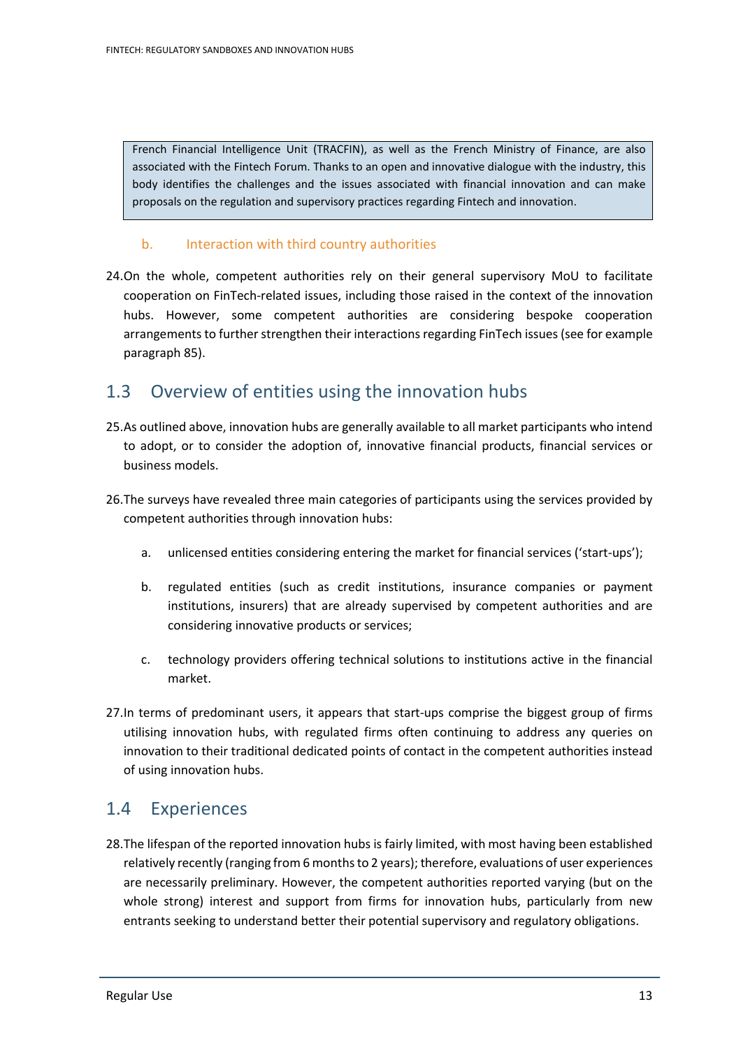> French Financial Intelligence Unit (TRACFIN), as well as the French Ministry of Finance, are also associated with the Fintech Forum. Thanks to an open and innovative dialogue with the industry, this body identifies the challenges and the issues associated with financial innovation and can make proposals on the regulation and supervisory practices regarding Fintech and innovation.

### b. Interaction with third country authorities

24. On the whole, competent authorities rely on their general supervisory MoU to facilitate cooperation on FinTech-related issues, including those raised in the context of the innovation hubs. However, some competent authorities are considering bespoke cooperation arrangements to further strengthen their interactions regarding FinTech issues (see for example paragraph 85).

## 1.3 Overview of entities using the innovation hubs

25. As outlined above, innovation hubs are generally available to all market participants who intend to adopt, or to consider the adoption of, innovative financial products, financial services or business models.

26. The surveys have revealed three main categories of participants using the services provided by competent authorities through innovation hubs:

    a. unlicensed entities considering entering the market for financial services ('start-ups');

    b. regulated entities (such as credit institutions, insurance companies or payment institutions, insurers) that are already supervised by competent authorities and are considering innovative products or services;

    c. technology providers offering technical solutions to institutions active in the financial market.

27. In terms of predominant users, it appears that start-ups comprise the biggest group of firms utilising innovation hubs, with regulated firms often continuing to address any queries on innovation to their traditional dedicated points of contact in the competent authorities instead of using innovation hubs.

## 1.4 Experiences

28. The lifespan of the reported innovation hubs is fairly limited, with most having been established relatively recently (ranging from 6 months to 2 years); therefore, evaluations of user experiences are necessarily preliminary. However, the competent authorities reported varying (but on the whole strong) interest and support from firms for innovation hubs, particularly from new entrants seeking to understand better their potential supervisory and regulatory obligations.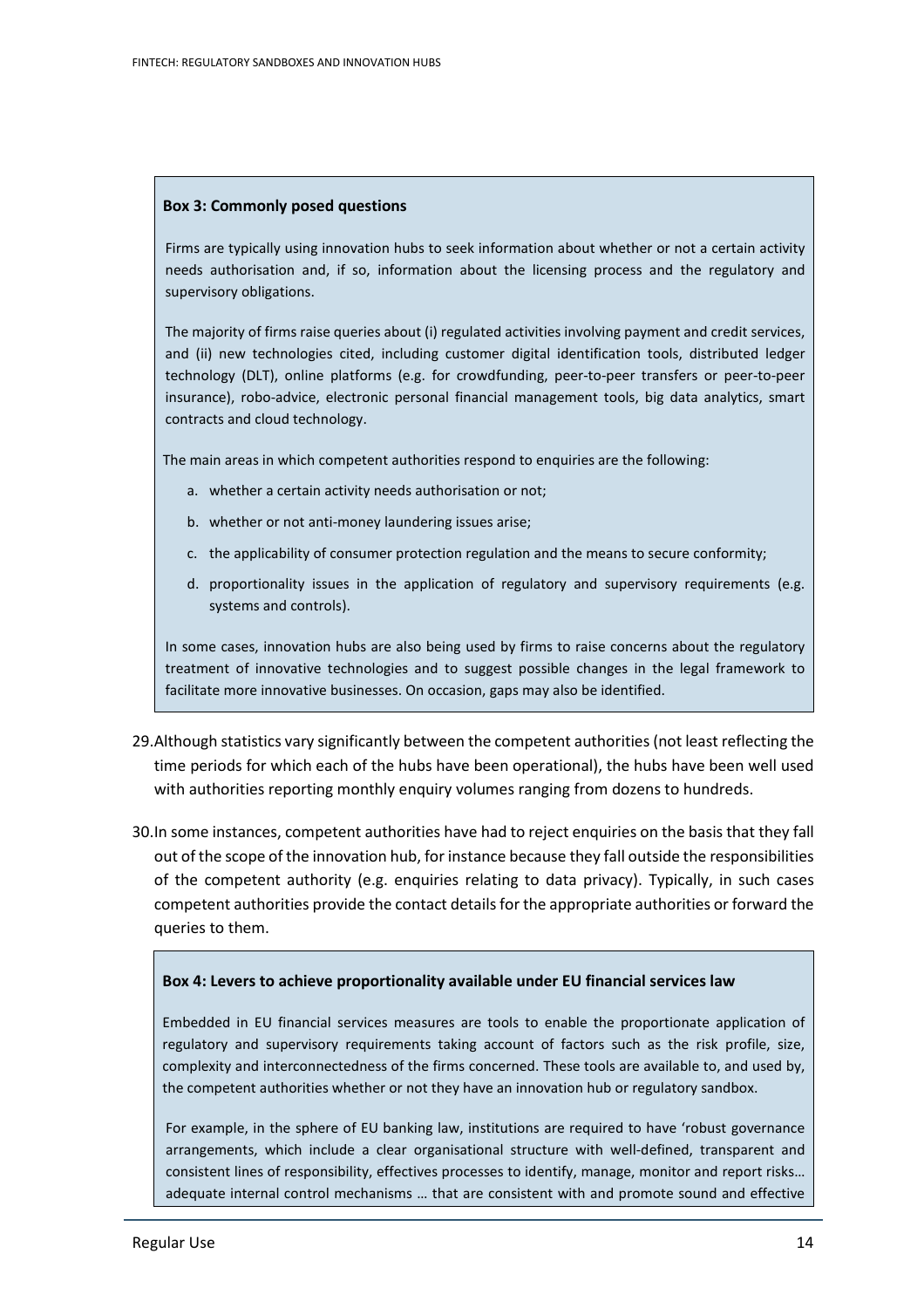**Box 3: Commonly posed questions**

Firms are typically using innovation hubs to seek information about whether or not a certain activity needs authorisation and, if so, information about the licensing process and the regulatory and supervisory obligations.

The majority of firms raise queries about (i) regulated activities involving payment and credit services, and (ii) new technologies cited, including customer digital identification tools, distributed ledger technology (DLT), online platforms (e.g. for crowdfunding, peer-to-peer transfers or peer-to-peer insurance), robo-advice, electronic personal financial management tools, big data analytics, smart contracts and cloud technology.

The main areas in which competent authorities respond to enquiries are the following:

a. whether a certain activity needs authorisation or not;

b. whether or not anti-money laundering issues arise;

c. the applicability of consumer protection regulation and the means to secure conformity;

d. proportionality issues in the application of regulatory and supervisory requirements (e.g. systems and controls).

In some cases, innovation hubs are also being used by firms to raise concerns about the regulatory treatment of innovative technologies and to suggest possible changes in the legal framework to facilitate more innovative businesses. On occasion, gaps may also be identified.

29. Although statistics vary significantly between the competent authorities (not least reflecting the time periods for which each of the hubs have been operational), the hubs have been well used with authorities reporting monthly enquiry volumes ranging from dozens to hundreds.

30. In some instances, competent authorities have had to reject enquiries on the basis that they fall out of the scope of the innovation hub, for instance because they fall outside the responsibilities of the competent authority (e.g. enquiries relating to data privacy). Typically, in such cases competent authorities provide the contact details for the appropriate authorities or forward the queries to them.

**Box 4: Levers to achieve proportionality available under EU financial services law**

Embedded in EU financial services measures are tools to enable the proportionate application of regulatory and supervisory requirements taking account of factors such as the risk profile, size, complexity and interconnectedness of the firms concerned. These tools are available to, and used by, the competent authorities whether or not they have an innovation hub or regulatory sandbox.

For example, in the sphere of EU banking law, institutions are required to have 'robust governance arrangements, which include a clear organisational structure with well-defined, transparent and consistent lines of responsibility, effectives processes to identify, manage, monitor and report risks… adequate internal control mechanisms … that are consistent with and promote sound and effective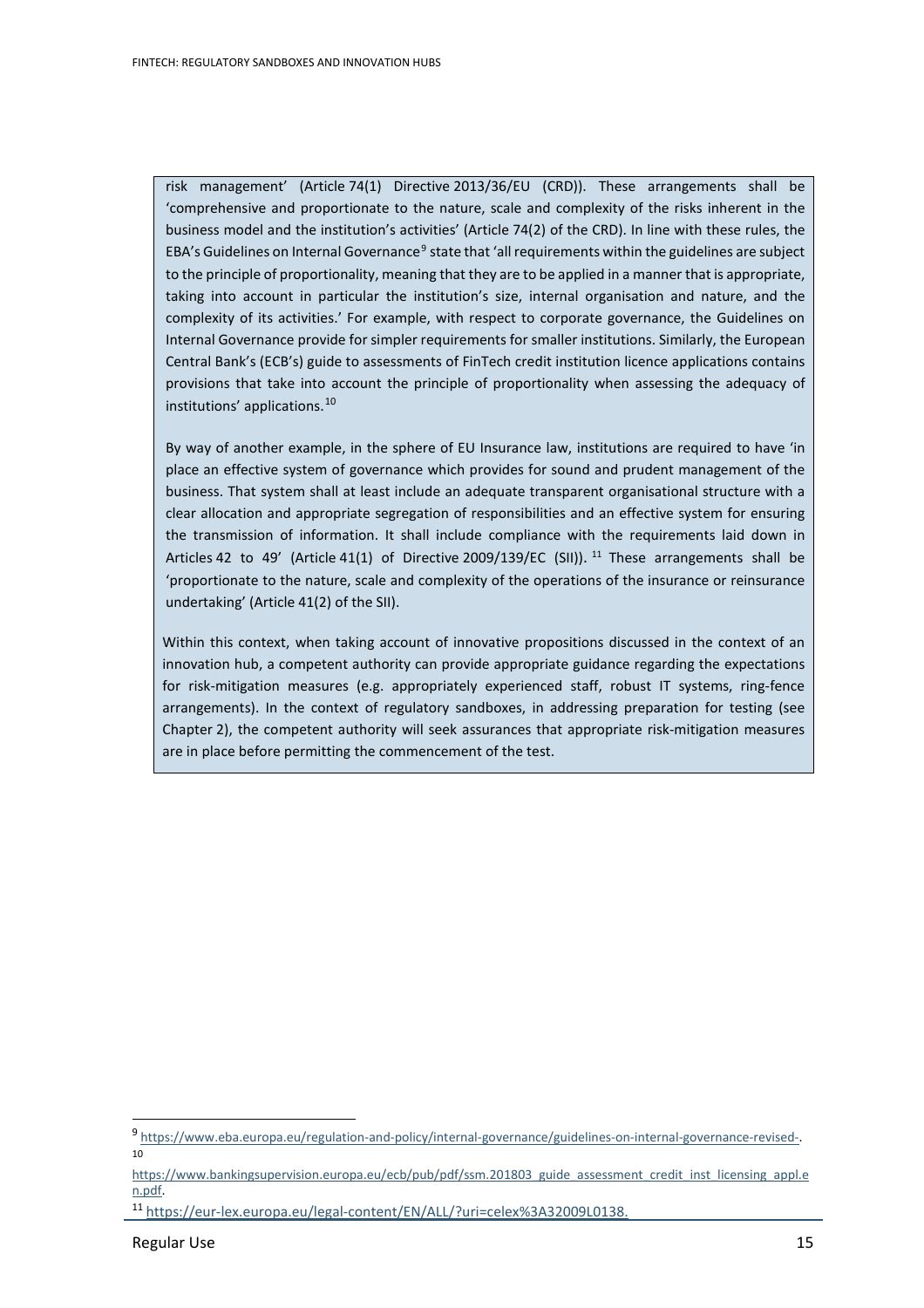risk management' (Article 74(1) Directive 2013/36/EU (CRD)). These arrangements shall be 'comprehensive and proportionate to the nature, scale and complexity of the risks inherent in the business model and the institution's activities' (Article 74(2) of the CRD). In line with these rules, the EBA's Guidelines on Internal Governance[9] state that 'all requirements within the guidelines are subject to the principle of proportionality, meaning that they are to be applied in a manner that is appropriate, taking into account in particular the institution's size, internal organisation and nature, and the complexity of its activities.' For example, with respect to corporate governance, the Guidelines on Internal Governance provide for simpler requirements for smaller institutions. Similarly, the European Central Bank's (ECB's) guide to assessments of FinTech credit institution licence applications contains provisions that take into account the principle of proportionality when assessing the adequacy of institutions' applications.[10]

By way of another example, in the sphere of EU Insurance law, institutions are required to have 'in place an effective system of governance which provides for sound and prudent management of the business. That system shall at least include an adequate transparent organisational structure with a clear allocation and appropriate segregation of responsibilities and an effective system for ensuring the transmission of information. It shall include compliance with the requirements laid down in Articles 42 to 49' (Article 41(1) of Directive 2009/139/EC (SII)).[11] These arrangements shall be 'proportionate to the nature, scale and complexity of the operations of the insurance or reinsurance undertaking' (Article 41(2) of the SII).

Within this context, when taking account of innovative propositions discussed in the context of an innovation hub, a competent authority can provide appropriate guidance regarding the expectations for risk-mitigation measures (e.g. appropriately experienced staff, robust IT systems, ring-fence arrangements). In the context of regulatory sandboxes, in addressing preparation for testing (see Chapter 2), the competent authority will seek assurances that appropriate risk-mitigation measures are in place before permitting the commencement of the test.

---

[9] https://www.eba.europa.eu/regulation-and-policy/internal-governance/guidelines-on-internal-governance-revised-.

[10] https://www.bankingsupervision.europa.eu/ecb/pub/pdf/ssm.201803_guide_assessment_credit_inst_licensing_appl.en.pdf.

[11] https://eur-lex.europa.eu/legal-content/EN/ALL/?uri=celex%3A32009L0138.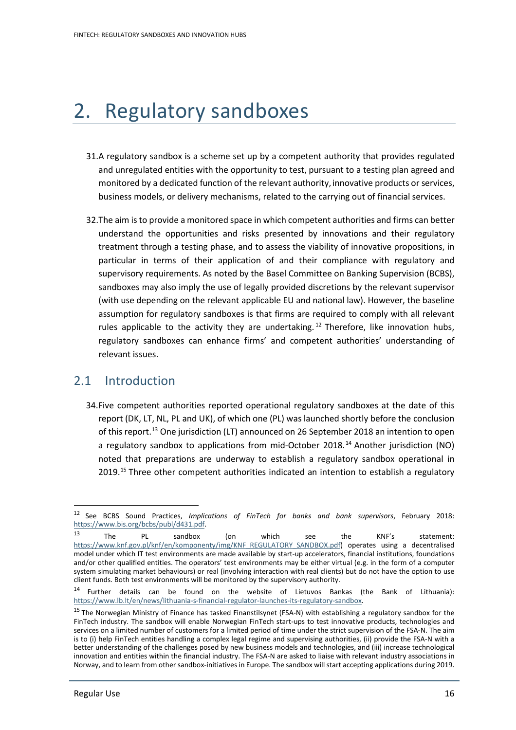# 2. Regulatory sandboxes

31. A regulatory sandbox is a scheme set up by a competent authority that provides regulated and unregulated entities with the opportunity to test, pursuant to a testing plan agreed and monitored by a dedicated function of the relevant authority, innovative products or services, business models, or delivery mechanisms, related to the carrying out of financial services.

32. The aim is to provide a monitored space in which competent authorities and firms can better understand the opportunities and risks presented by innovations and their regulatory treatment through a testing phase, and to assess the viability of innovative propositions, in particular in terms of their application of and their compliance with regulatory and supervisory requirements. As noted by the Basel Committee on Banking Supervision (BCBS), sandboxes may also imply the use of legally provided discretions by the relevant supervisor (with use depending on the relevant applicable EU and national law). However, the baseline assumption for regulatory sandboxes is that firms are required to comply with all relevant rules applicable to the activity they are undertaking.[12] Therefore, like innovation hubs, regulatory sandboxes can enhance firms' and competent authorities' understanding of relevant issues.

## 2.1 Introduction

34. Five competent authorities reported operational regulatory sandboxes at the date of this report (DK, LT, NL, PL and UK), of which one (PL) was launched shortly before the conclusion of this report.[13] One jurisdiction (LT) announced on 26 September 2018 an intention to open a regulatory sandbox to applications from mid-October 2018.[14] Another jurisdiction (NO) noted that preparations are underway to establish a regulatory sandbox operational in 2019.[15] Three other competent authorities indicated an intention to establish a regulatory

---

[12] See BCBS Sound Practices, *Implications of FinTech for banks and bank supervisors*, February 2018: https://www.bis.org/bcbs/publ/d431.pdf.

[13] The PL sandbox (on which see the KNF's statement: https://www.knf.gov.pl/knf/en/komponenty/img/KNF_REGULATORY_SANDBOX.pdf) operates using a decentralised model under which IT test environments are made available by start-up accelerators, financial institutions, foundations and/or other qualified entities. The operators' test environments may be either virtual (e.g. in the form of a computer system simulating market behaviours) or real (involving interaction with real clients) but do not have the option to use client funds. Both test environments will be monitored by the supervisory authority.

[14] Further details can be found on the website of Lietuvos Bankas (the Bank of Lithuania): https://www.lb.lt/en/news/lithuania-s-financial-regulator-launches-its-regulatory-sandbox.

[15] The Norwegian Ministry of Finance has tasked Finanstilsynet (FSA-N) with establishing a regulatory sandbox for the FinTech industry. The sandbox will enable Norwegian FinTech start-ups to test innovative products, technologies and services on a limited number of customers for a limited period of time under the strict supervision of the FSA-N. The aim is to (i) help FinTech entities handling a complex legal regime and supervising authorities, (ii) provide the FSA-N with a better understanding of the challenges posed by new business models and technologies, and (iii) increase technological innovation and entities within the financial industry. The FSA-N are asked to liaise with relevant industry associations in Norway, and to learn from other sandbox-initiatives in Europe. The sandbox will start accepting applications during 2019.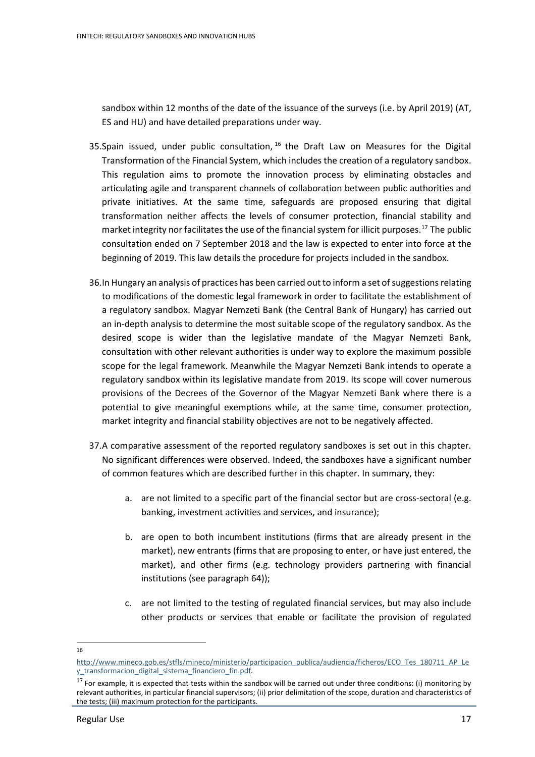sandbox within 12 months of the date of the issuance of the surveys (i.e. by April 2019) (AT, ES and HU) and have detailed preparations under way.

35. Spain issued, under public consultation,[16] the Draft Law on Measures for the Digital Transformation of the Financial System, which includes the creation of a regulatory sandbox. This regulation aims to promote the innovation process by eliminating obstacles and articulating agile and transparent channels of collaboration between public authorities and private initiatives. At the same time, safeguards are proposed ensuring that digital transformation neither affects the levels of consumer protection, financial stability and market integrity nor facilitates the use of the financial system for illicit purposes.[17] The public consultation ended on 7 September 2018 and the law is expected to enter into force at the beginning of 2019. This law details the procedure for projects included in the sandbox.

36. In Hungary an analysis of practices has been carried out to inform a set of suggestions relating to modifications of the domestic legal framework in order to facilitate the establishment of a regulatory sandbox. Magyar Nemzeti Bank (the Central Bank of Hungary) has carried out an in-depth analysis to determine the most suitable scope of the regulatory sandbox. As the desired scope is wider than the legislative mandate of the Magyar Nemzeti Bank, consultation with other relevant authorities is under way to explore the maximum possible scope for the legal framework. Meanwhile the Magyar Nemzeti Bank intends to operate a regulatory sandbox within its legislative mandate from 2019. Its scope will cover numerous provisions of the Decrees of the Governor of the Magyar Nemzeti Bank where there is a potential to give meaningful exemptions while, at the same time, consumer protection, market integrity and financial stability objectives are not to be negatively affected.

37. A comparative assessment of the reported regulatory sandboxes is set out in this chapter. No significant differences were observed. Indeed, the sandboxes have a significant number of common features which are described further in this chapter. In summary, they:

   a. are not limited to a specific part of the financial sector but are cross-sectoral (e.g. banking, investment activities and services, and insurance);

   b. are open to both incumbent institutions (firms that are already present in the market), new entrants (firms that are proposing to enter, or have just entered, the market), and other firms (e.g. technology providers partnering with financial institutions (see paragraph 64));

   c. are not limited to the testing of regulated financial services, but may also include other products or services that enable or facilitate the provision of regulated

---

[16] http://www.mineco.gob.es/stfls/mineco/ministerio/participacion_publica/audiencia/ficheros/ECO_Tes_180711_AP_Ley_transformacion_digital_sistema_financiero_fin.pdf.

[17] For example, it is expected that tests within the sandbox will be carried out under three conditions: (i) monitoring by relevant authorities, in particular financial supervisors; (ii) prior delimitation of the scope, duration and characteristics of the tests; (iii) maximum protection for the participants.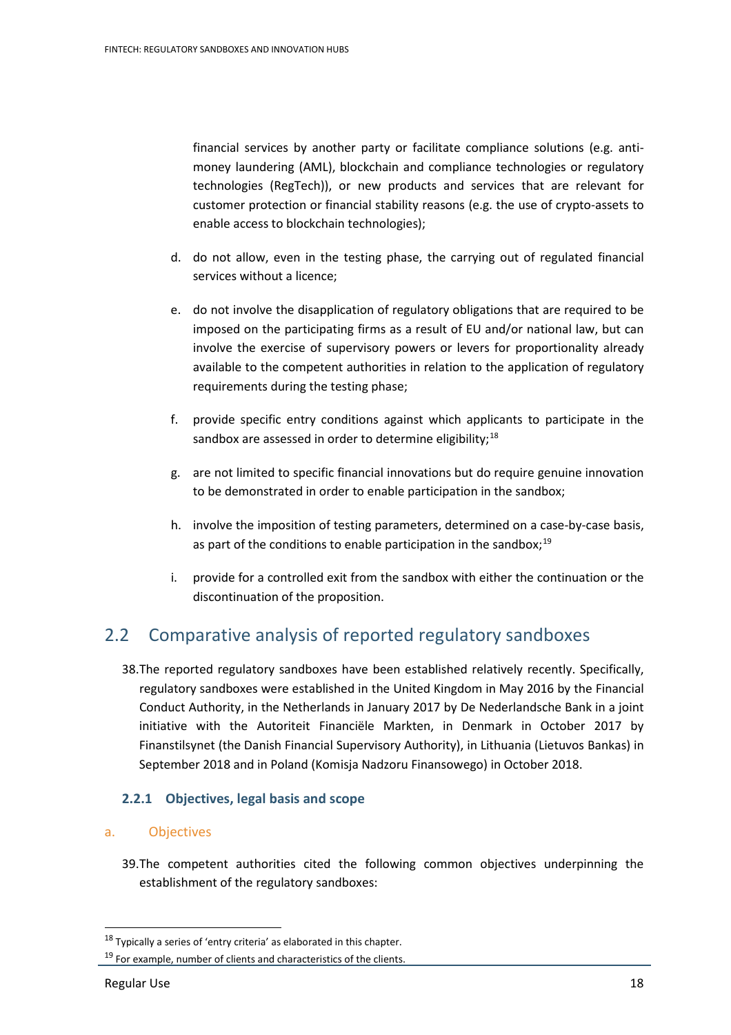financial services by another party or facilitate compliance solutions (e.g. anti-money laundering (AML), blockchain and compliance technologies or regulatory technologies (RegTech)), or new products and services that are relevant for customer protection or financial stability reasons (e.g. the use of crypto-assets to enable access to blockchain technologies);

d. do not allow, even in the testing phase, the carrying out of regulated financial services without a licence;

e. do not involve the disapplication of regulatory obligations that are required to be imposed on the participating firms as a result of EU and/or national law, but can involve the exercise of supervisory powers or levers for proportionality already available to the competent authorities in relation to the application of regulatory requirements during the testing phase;

f. provide specific entry conditions against which applicants to participate in the sandbox are assessed in order to determine eligibility;[18]

g. are not limited to specific financial innovations but do require genuine innovation to be demonstrated in order to enable participation in the sandbox;

h. involve the imposition of testing parameters, determined on a case-by-case basis, as part of the conditions to enable participation in the sandbox;[19]

i. provide for a controlled exit from the sandbox with either the continuation or the discontinuation of the proposition.

## 2.2 Comparative analysis of reported regulatory sandboxes

38. The reported regulatory sandboxes have been established relatively recently. Specifically, regulatory sandboxes were established in the United Kingdom in May 2016 by the Financial Conduct Authority, in the Netherlands in January 2017 by De Nederlandsche Bank in a joint initiative with the Autoriteit Financiële Markten, in Denmark in October 2017 by Finanstilsynet (the Danish Financial Supervisory Authority), in Lithuania (Lietuvos Bankas) in September 2018 and in Poland (Komisja Nadzoru Finansowego) in October 2018.

### 2.2.1 Objectives, legal basis and scope

#### a. Objectives

39. The competent authorities cited the following common objectives underpinning the establishment of the regulatory sandboxes:

---

[18] Typically a series of 'entry criteria' as elaborated in this chapter.

[19] For example, number of clients and characteristics of the clients.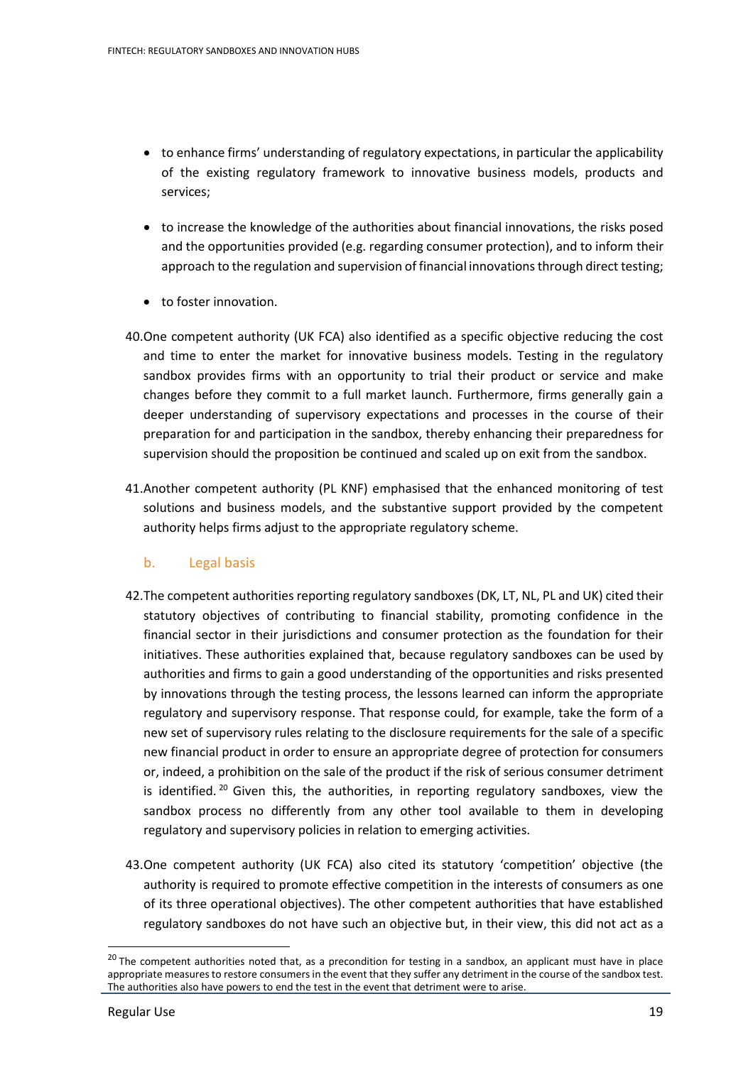- to enhance firms' understanding of regulatory expectations, in particular the applicability of the existing regulatory framework to innovative business models, products and services;
- to increase the knowledge of the authorities about financial innovations, the risks posed and the opportunities provided (e.g. regarding consumer protection), and to inform their approach to the regulation and supervision of financial innovations through direct testing;
- to foster innovation.

40. One competent authority (UK FCA) also identified as a specific objective reducing the cost and time to enter the market for innovative business models. Testing in the regulatory sandbox provides firms with an opportunity to trial their product or service and make changes before they commit to a full market launch. Furthermore, firms generally gain a deeper understanding of supervisory expectations and processes in the course of their preparation for and participation in the sandbox, thereby enhancing their preparedness for supervision should the proposition be continued and scaled up on exit from the sandbox.

41. Another competent authority (PL KNF) emphasised that the enhanced monitoring of test solutions and business models, and the substantive support provided by the competent authority helps firms adjust to the appropriate regulatory scheme.

### b. Legal basis

42. The competent authorities reporting regulatory sandboxes (DK, LT, NL, PL and UK) cited their statutory objectives of contributing to financial stability, promoting confidence in the financial sector in their jurisdictions and consumer protection as the foundation for their initiatives. These authorities explained that, because regulatory sandboxes can be used by authorities and firms to gain a good understanding of the opportunities and risks presented by innovations through the testing process, the lessons learned can inform the appropriate regulatory and supervisory response. That response could, for example, take the form of a new set of supervisory rules relating to the disclosure requirements for the sale of a specific new financial product in order to ensure an appropriate degree of protection for consumers or, indeed, a prohibition on the sale of the product if the risk of serious consumer detriment is identified.[20] Given this, the authorities, in reporting regulatory sandboxes, view the sandbox process no differently from any other tool available to them in developing regulatory and supervisory policies in relation to emerging activities.

43. One competent authority (UK FCA) also cited its statutory 'competition' objective (the authority is required to promote effective competition in the interests of consumers as one of its three operational objectives). The other competent authorities that have established regulatory sandboxes do not have such an objective but, in their view, this did not act as a

[20] The competent authorities noted that, as a precondition for testing in a sandbox, an applicant must have in place appropriate measures to restore consumers in the event that they suffer any detriment in the course of the sandbox test. The authorities also have powers to end the test in the event that detriment were to arise.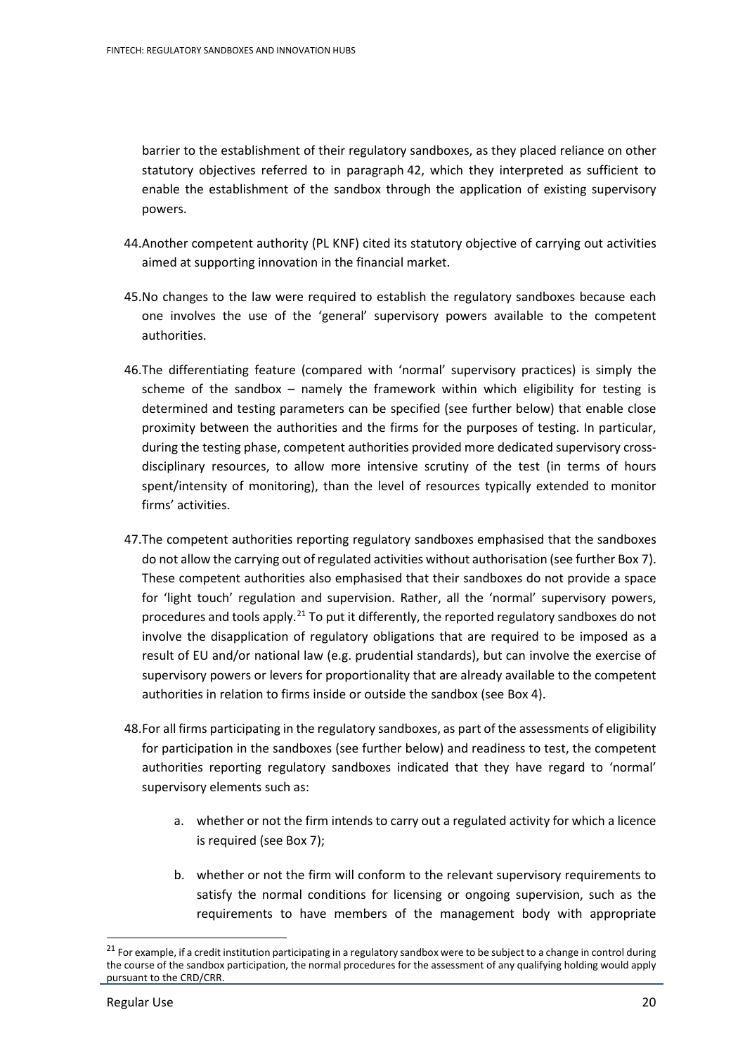barrier to the establishment of their regulatory sandboxes, as they placed reliance on other statutory objectives referred to in paragraph 42, which they interpreted as sufficient to enable the establishment of the sandbox through the application of existing supervisory powers.

44. Another competent authority (PL KNF) cited its statutory objective of carrying out activities aimed at supporting innovation in the financial market.

45. No changes to the law were required to establish the regulatory sandboxes because each one involves the use of the 'general' supervisory powers available to the competent authorities.

46. The differentiating feature (compared with 'normal' supervisory practices) is simply the scheme of the sandbox – namely the framework within which eligibility for testing is determined and testing parameters can be specified (see further below) that enable close proximity between the authorities and the firms for the purposes of testing. In particular, during the testing phase, competent authorities provided more dedicated supervisory cross-disciplinary resources, to allow more intensive scrutiny of the test (in terms of hours spent/intensity of monitoring), than the level of resources typically extended to monitor firms' activities.

47. The competent authorities reporting regulatory sandboxes emphasised that the sandboxes do not allow the carrying out of regulated activities without authorisation (see further Box 7). These competent authorities also emphasised that their sandboxes do not provide a space for 'light touch' regulation and supervision. Rather, all the 'normal' supervisory powers, procedures and tools apply.[21] To put it differently, the reported regulatory sandboxes do not involve the disapplication of regulatory obligations that are required to be imposed as a result of EU and/or national law (e.g. prudential standards), but can involve the exercise of supervisory powers or levers for proportionality that are already available to the competent authorities in relation to firms inside or outside the sandbox (see Box 4).

48. For all firms participating in the regulatory sandboxes, as part of the assessments of eligibility for participation in the sandboxes (see further below) and readiness to test, the competent authorities reporting regulatory sandboxes indicated that they have regard to 'normal' supervisory elements such as:

   a. whether or not the firm intends to carry out a regulated activity for which a licence is required (see Box 7);

   b. whether or not the firm will conform to the relevant supervisory requirements to satisfy the normal conditions for licensing or ongoing supervision, such as the requirements to have members of the management body with appropriate

[21] For example, if a credit institution participating in a regulatory sandbox were to be subject to a change in control during the course of the sandbox participation, the normal procedures for the assessment of any qualifying holding would apply pursuant to the CRD/CRR.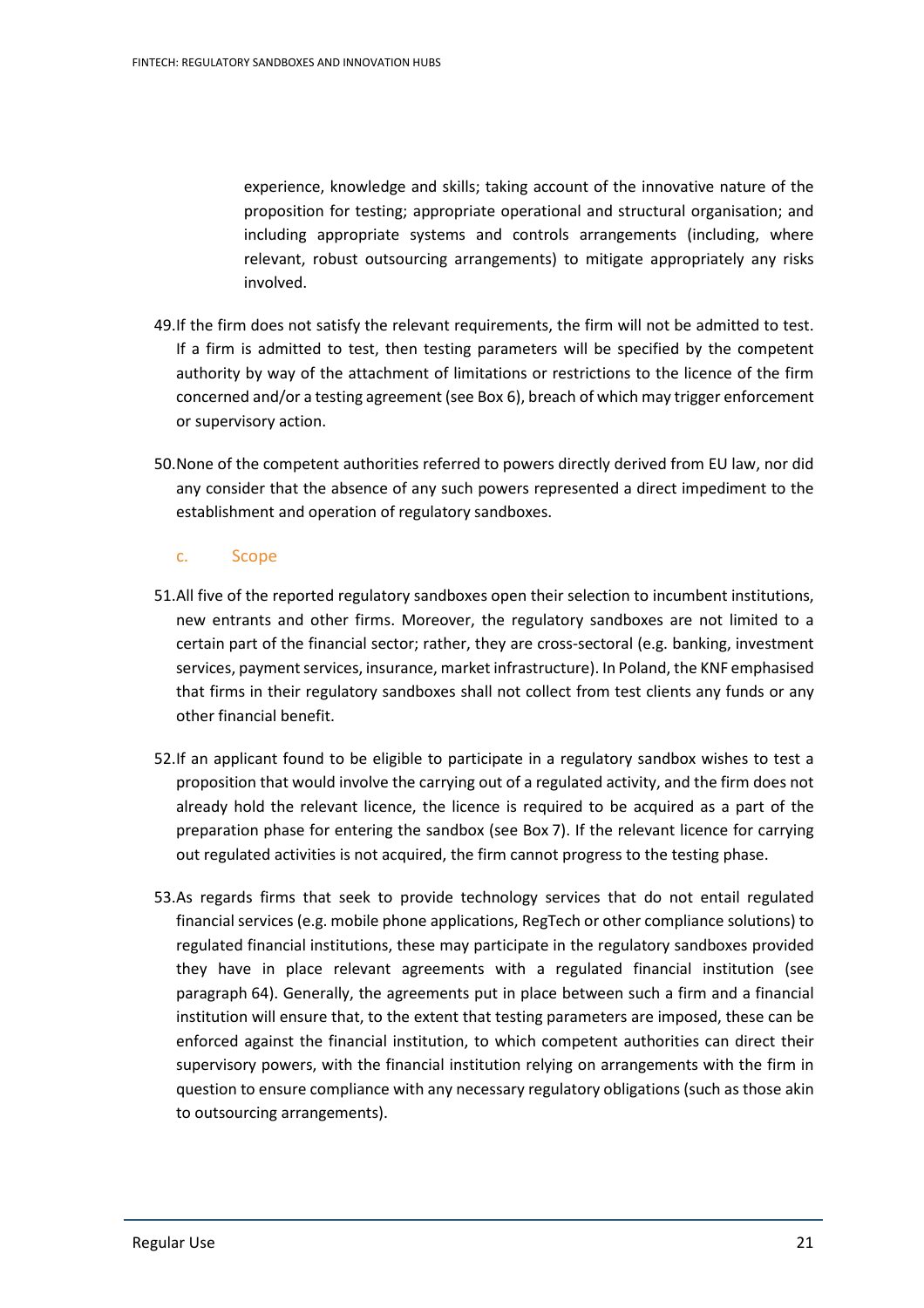experience, knowledge and skills; taking account of the innovative nature of the proposition for testing; appropriate operational and structural organisation; and including appropriate systems and controls arrangements (including, where relevant, robust outsourcing arrangements) to mitigate appropriately any risks involved.

49. If the firm does not satisfy the relevant requirements, the firm will not be admitted to test. If a firm is admitted to test, then testing parameters will be specified by the competent authority by way of the attachment of limitations or restrictions to the licence of the firm concerned and/or a testing agreement (see Box 6), breach of which may trigger enforcement or supervisory action.

50. None of the competent authorities referred to powers directly derived from EU law, nor did any consider that the absence of any such powers represented a direct impediment to the establishment and operation of regulatory sandboxes.

### c. Scope

51. All five of the reported regulatory sandboxes open their selection to incumbent institutions, new entrants and other firms. Moreover, the regulatory sandboxes are not limited to a certain part of the financial sector; rather, they are cross-sectoral (e.g. banking, investment services, payment services, insurance, market infrastructure). In Poland, the KNF emphasised that firms in their regulatory sandboxes shall not collect from test clients any funds or any other financial benefit.

52. If an applicant found to be eligible to participate in a regulatory sandbox wishes to test a proposition that would involve the carrying out of a regulated activity, and the firm does not already hold the relevant licence, the licence is required to be acquired as a part of the preparation phase for entering the sandbox (see Box 7). If the relevant licence for carrying out regulated activities is not acquired, the firm cannot progress to the testing phase.

53. As regards firms that seek to provide technology services that do not entail regulated financial services (e.g. mobile phone applications, RegTech or other compliance solutions) to regulated financial institutions, these may participate in the regulatory sandboxes provided they have in place relevant agreements with a regulated financial institution (see paragraph 64). Generally, the agreements put in place between such a firm and a financial institution will ensure that, to the extent that testing parameters are imposed, these can be enforced against the financial institution, to which competent authorities can direct their supervisory powers, with the financial institution relying on arrangements with the firm in question to ensure compliance with any necessary regulatory obligations (such as those akin to outsourcing arrangements).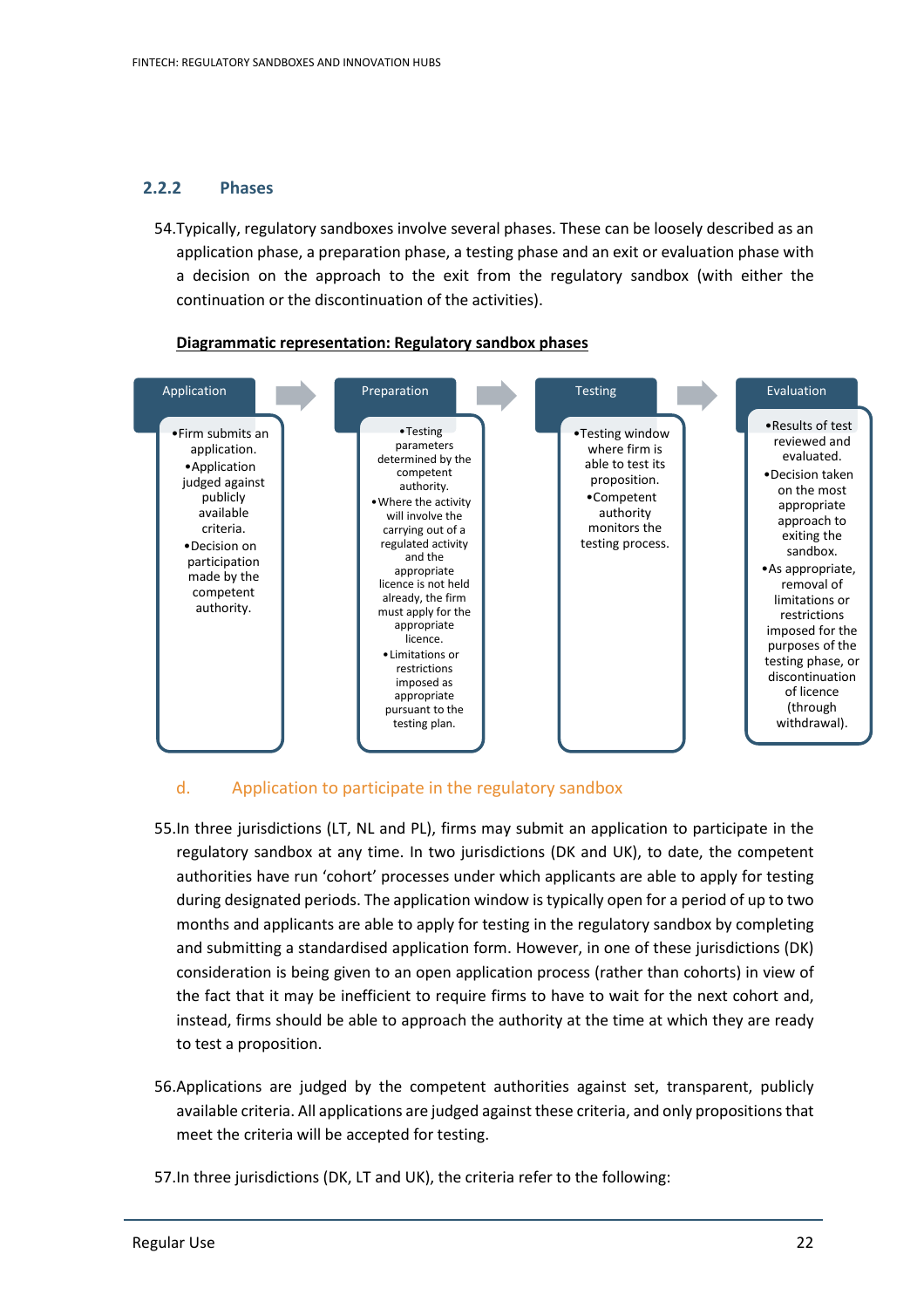### 2.2.2 Phases

54.Typically, regulatory sandboxes involve several phases. These can be loosely described as an application phase, a preparation phase, a testing phase and an exit or evaluation phase with a decision on the approach to the exit from the regulatory sandbox (with either the continuation or the discontinuation of the activities).

**Diagrammatic representation: Regulatory sandbox phases**

**Application**
- Firm submits an application.
- Application judged against publicly available criteria.
- Decision on participation made by the competent authority.

**Preparation**
- Testing parameters determined by the competent authority.
- Where the activity will involve the carrying out of a regulated activity and the appropriate licence is not held already, the firm must apply for the appropriate licence.
- Limitations or restrictions imposed as appropriate pursuant to the testing plan.

**Testing**
- Testing window where firm is able to test its proposition.
- Competent authority monitors the testing process.

**Evaluation**
- Results of test reviewed and evaluated.
- Decision taken on the most appropriate approach to exiting the sandbox.
- As appropriate, removal of limitations or restrictions imposed for the purposes of the testing phase, or discontinuation of licence (through withdrawal).

#### d. Application to participate in the regulatory sandbox

55.In three jurisdictions (LT, NL and PL), firms may submit an application to participate in the regulatory sandbox at any time. In two jurisdictions (DK and UK), to date, the competent authorities have run 'cohort' processes under which applicants are able to apply for testing during designated periods. The application window is typically open for a period of up to two months and applicants are able to apply for testing in the regulatory sandbox by completing and submitting a standardised application form. However, in one of these jurisdictions (DK) consideration is being given to an open application process (rather than cohorts) in view of the fact that it may be inefficient to require firms to have to wait for the next cohort and, instead, firms should be able to approach the authority at the time at which they are ready to test a proposition.

56.Applications are judged by the competent authorities against set, transparent, publicly available criteria. All applications are judged against these criteria, and only propositions that meet the criteria will be accepted for testing.

57.In three jurisdictions (DK, LT and UK), the criteria refer to the following: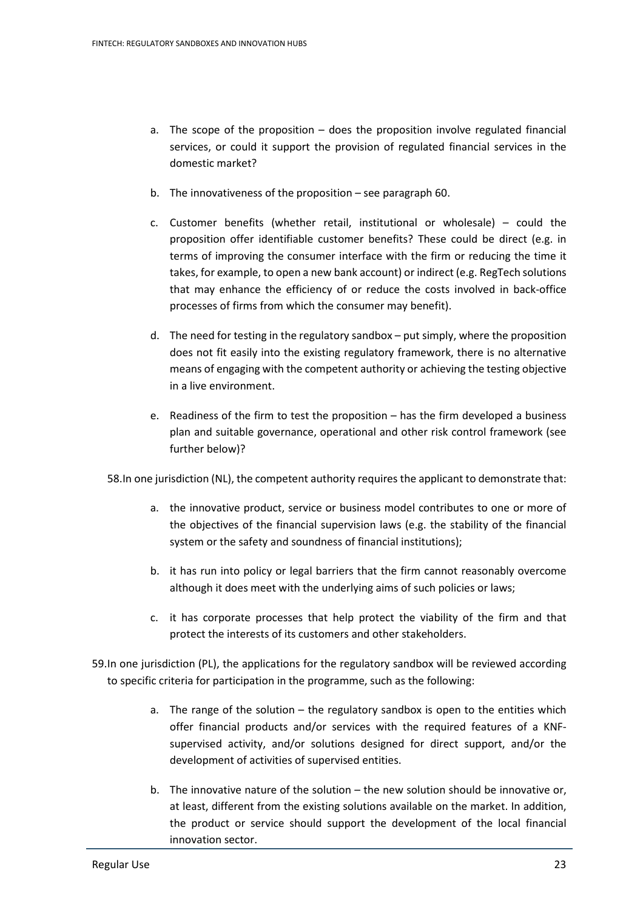a. The scope of the proposition – does the proposition involve regulated financial services, or could it support the provision of regulated financial services in the domestic market?

b. The innovativeness of the proposition – see paragraph 60.

c. Customer benefits (whether retail, institutional or wholesale) – could the proposition offer identifiable customer benefits? These could be direct (e.g. in terms of improving the consumer interface with the firm or reducing the time it takes, for example, to open a new bank account) or indirect (e.g. RegTech solutions that may enhance the efficiency of or reduce the costs involved in back-office processes of firms from which the consumer may benefit).

d. The need for testing in the regulatory sandbox – put simply, where the proposition does not fit easily into the existing regulatory framework, there is no alternative means of engaging with the competent authority or achieving the testing objective in a live environment.

e. Readiness of the firm to test the proposition – has the firm developed a business plan and suitable governance, operational and other risk control framework (see further below)?

58. In one jurisdiction (NL), the competent authority requires the applicant to demonstrate that:

a. the innovative product, service or business model contributes to one or more of the objectives of the financial supervision laws (e.g. the stability of the financial system or the safety and soundness of financial institutions);

b. it has run into policy or legal barriers that the firm cannot reasonably overcome although it does meet with the underlying aims of such policies or laws;

c. it has corporate processes that help protect the viability of the firm and that protect the interests of its customers and other stakeholders.

59. In one jurisdiction (PL), the applications for the regulatory sandbox will be reviewed according to specific criteria for participation in the programme, such as the following:

a. The range of the solution – the regulatory sandbox is open to the entities which offer financial products and/or services with the required features of a KNF-supervised activity, and/or solutions designed for direct support, and/or the development of activities of supervised entities.

b. The innovative nature of the solution – the new solution should be innovative or, at least, different from the existing solutions available on the market. In addition, the product or service should support the development of the local financial innovation sector.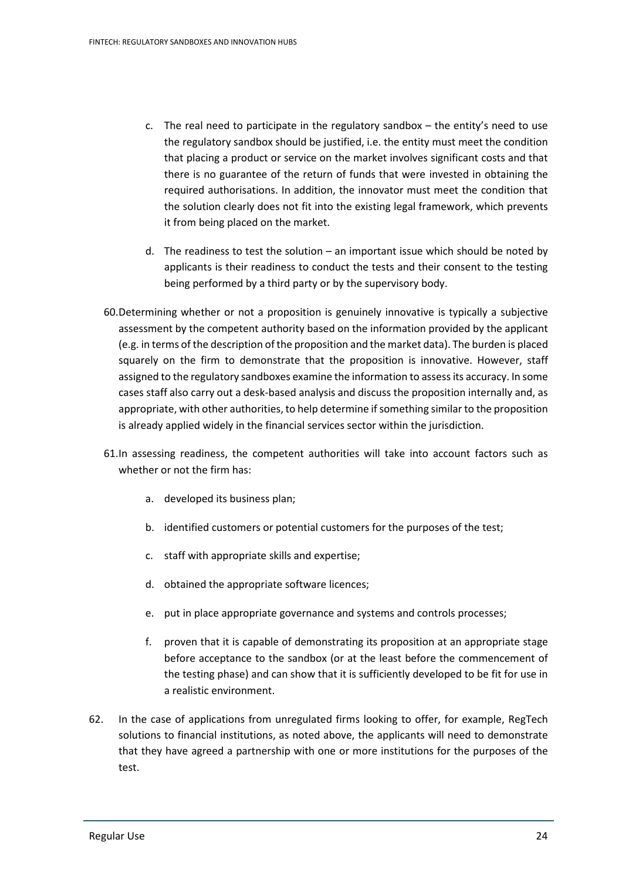c. The real need to participate in the regulatory sandbox – the entity's need to use the regulatory sandbox should be justified, i.e. the entity must meet the condition that placing a product or service on the market involves significant costs and that there is no guarantee of the return of funds that were invested in obtaining the required authorisations. In addition, the innovator must meet the condition that the solution clearly does not fit into the existing legal framework, which prevents it from being placed on the market.

d. The readiness to test the solution – an important issue which should be noted by applicants is their readiness to conduct the tests and their consent to the testing being performed by a third party or by the supervisory body.

60. Determining whether or not a proposition is genuinely innovative is typically a subjective assessment by the competent authority based on the information provided by the applicant (e.g. in terms of the description of the proposition and the market data). The burden is placed squarely on the firm to demonstrate that the proposition is innovative. However, staff assigned to the regulatory sandboxes examine the information to assess its accuracy. In some cases staff also carry out a desk-based analysis and discuss the proposition internally and, as appropriate, with other authorities, to help determine if something similar to the proposition is already applied widely in the financial services sector within the jurisdiction.

61. In assessing readiness, the competent authorities will take into account factors such as whether or not the firm has:

   a. developed its business plan;

   b. identified customers or potential customers for the purposes of the test;

   c. staff with appropriate skills and expertise;

   d. obtained the appropriate software licences;

   e. put in place appropriate governance and systems and controls processes;

   f. proven that it is capable of demonstrating its proposition at an appropriate stage before acceptance to the sandbox (or at the least before the commencement of the testing phase) and can show that it is sufficiently developed to be fit for use in a realistic environment.

62. In the case of applications from unregulated firms looking to offer, for example, RegTech solutions to financial institutions, as noted above, the applicants will need to demonstrate that they have agreed a partnership with one or more institutions for the purposes of the test.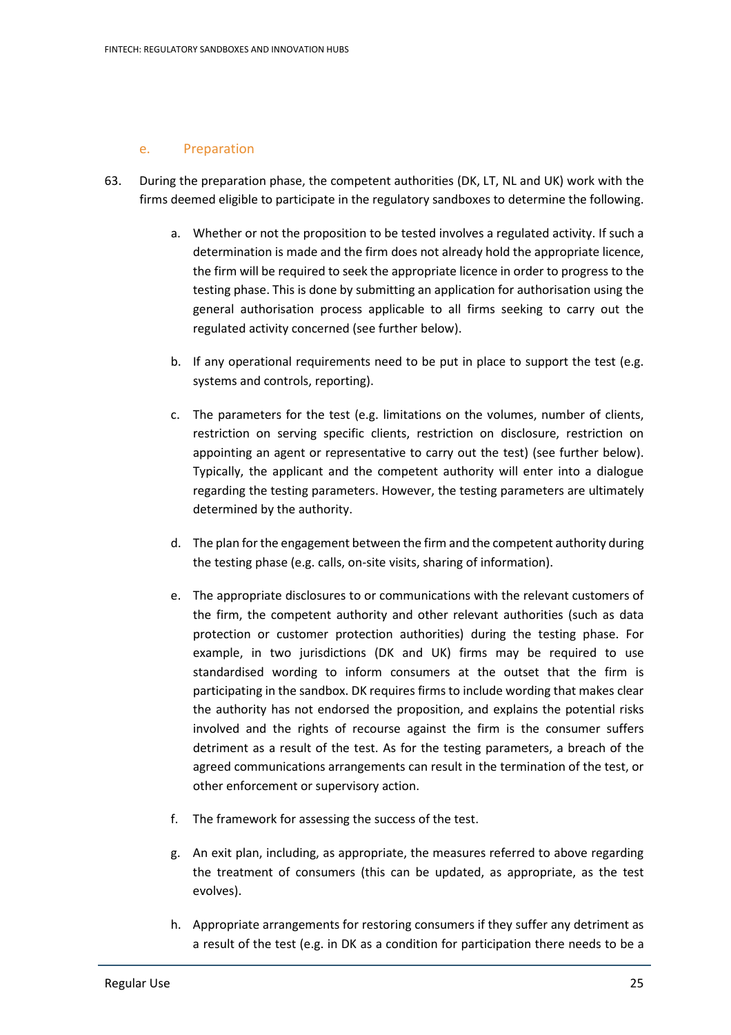### e. Preparation

63. During the preparation phase, the competent authorities (DK, LT, NL and UK) work with the firms deemed eligible to participate in the regulatory sandboxes to determine the following.

    a. Whether or not the proposition to be tested involves a regulated activity. If such a determination is made and the firm does not already hold the appropriate licence, the firm will be required to seek the appropriate licence in order to progress to the testing phase. This is done by submitting an application for authorisation using the general authorisation process applicable to all firms seeking to carry out the regulated activity concerned (see further below).

    b. If any operational requirements need to be put in place to support the test (e.g. systems and controls, reporting).

    c. The parameters for the test (e.g. limitations on the volumes, number of clients, restriction on serving specific clients, restriction on disclosure, restriction on appointing an agent or representative to carry out the test) (see further below). Typically, the applicant and the competent authority will enter into a dialogue regarding the testing parameters. However, the testing parameters are ultimately determined by the authority.

    d. The plan for the engagement between the firm and the competent authority during the testing phase (e.g. calls, on-site visits, sharing of information).

    e. The appropriate disclosures to or communications with the relevant customers of the firm, the competent authority and other relevant authorities (such as data protection or customer protection authorities) during the testing phase. For example, in two jurisdictions (DK and UK) firms may be required to use standardised wording to inform consumers at the outset that the firm is participating in the sandbox. DK requires firms to include wording that makes clear the authority has not endorsed the proposition, and explains the potential risks involved and the rights of recourse against the firm is the consumer suffers detriment as a result of the test. As for the testing parameters, a breach of the agreed communications arrangements can result in the termination of the test, or other enforcement or supervisory action.

    f. The framework for assessing the success of the test.

    g. An exit plan, including, as appropriate, the measures referred to above regarding the treatment of consumers (this can be updated, as appropriate, as the test evolves).

    h. Appropriate arrangements for restoring consumers if they suffer any detriment as a result of the test (e.g. in DK as a condition for participation there needs to be a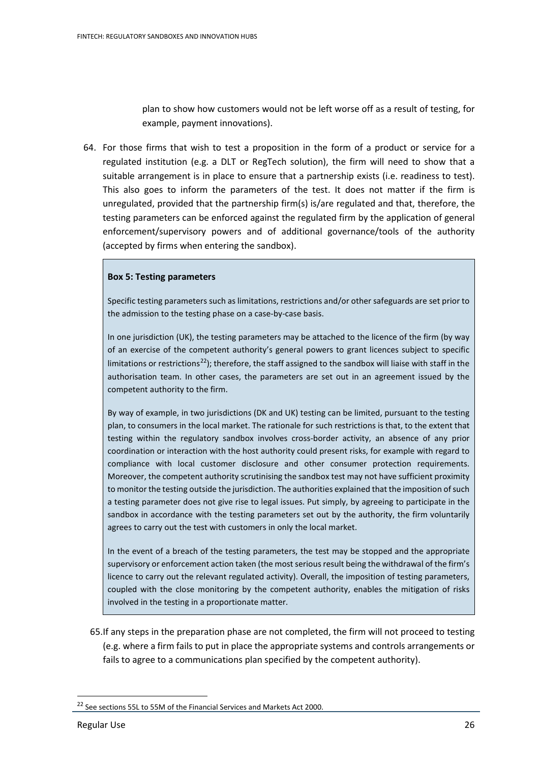plan to show how customers would not be left worse off as a result of testing, for example, payment innovations).

64. For those firms that wish to test a proposition in the form of a product or service for a regulated institution (e.g. a DLT or RegTech solution), the firm will need to show that a suitable arrangement is in place to ensure that a partnership exists (i.e. readiness to test). This also goes to inform the parameters of the test. It does not matter if the firm is unregulated, provided that the partnership firm(s) is/are regulated and that, therefore, the testing parameters can be enforced against the regulated firm by the application of general enforcement/supervisory powers and of additional governance/tools of the authority (accepted by firms when entering the sandbox).

> **Box 5: Testing parameters**
>
> Specific testing parameters such as limitations, restrictions and/or other safeguards are set prior to the admission to the testing phase on a case-by-case basis.
>
> In one jurisdiction (UK), the testing parameters may be attached to the licence of the firm (by way of an exercise of the competent authority's general powers to grant licences subject to specific limitations or restrictions[22]); therefore, the staff assigned to the sandbox will liaise with staff in the authorisation team. In other cases, the parameters are set out in an agreement issued by the competent authority to the firm.
>
> By way of example, in two jurisdictions (DK and UK) testing can be limited, pursuant to the testing plan, to consumers in the local market. The rationale for such restrictions is that, to the extent that testing within the regulatory sandbox involves cross-border activity, an absence of any prior coordination or interaction with the host authority could present risks, for example with regard to compliance with local customer disclosure and other consumer protection requirements. Moreover, the competent authority scrutinising the sandbox test may not have sufficient proximity to monitor the testing outside the jurisdiction. The authorities explained that the imposition of such a testing parameter does not give rise to legal issues. Put simply, by agreeing to participate in the sandbox in accordance with the testing parameters set out by the authority, the firm voluntarily agrees to carry out the test with customers in only the local market.
>
> In the event of a breach of the testing parameters, the test may be stopped and the appropriate supervisory or enforcement action taken (the most serious result being the withdrawal of the firm's licence to carry out the relevant regulated activity). Overall, the imposition of testing parameters, coupled with the close monitoring by the competent authority, enables the mitigation of risks involved in the testing in a proportionate matter.

65. If any steps in the preparation phase are not completed, the firm will not proceed to testing (e.g. where a firm fails to put in place the appropriate systems and controls arrangements or fails to agree to a communications plan specified by the competent authority).

---

[22] See sections 55L to 55M of the Financial Services and Markets Act 2000.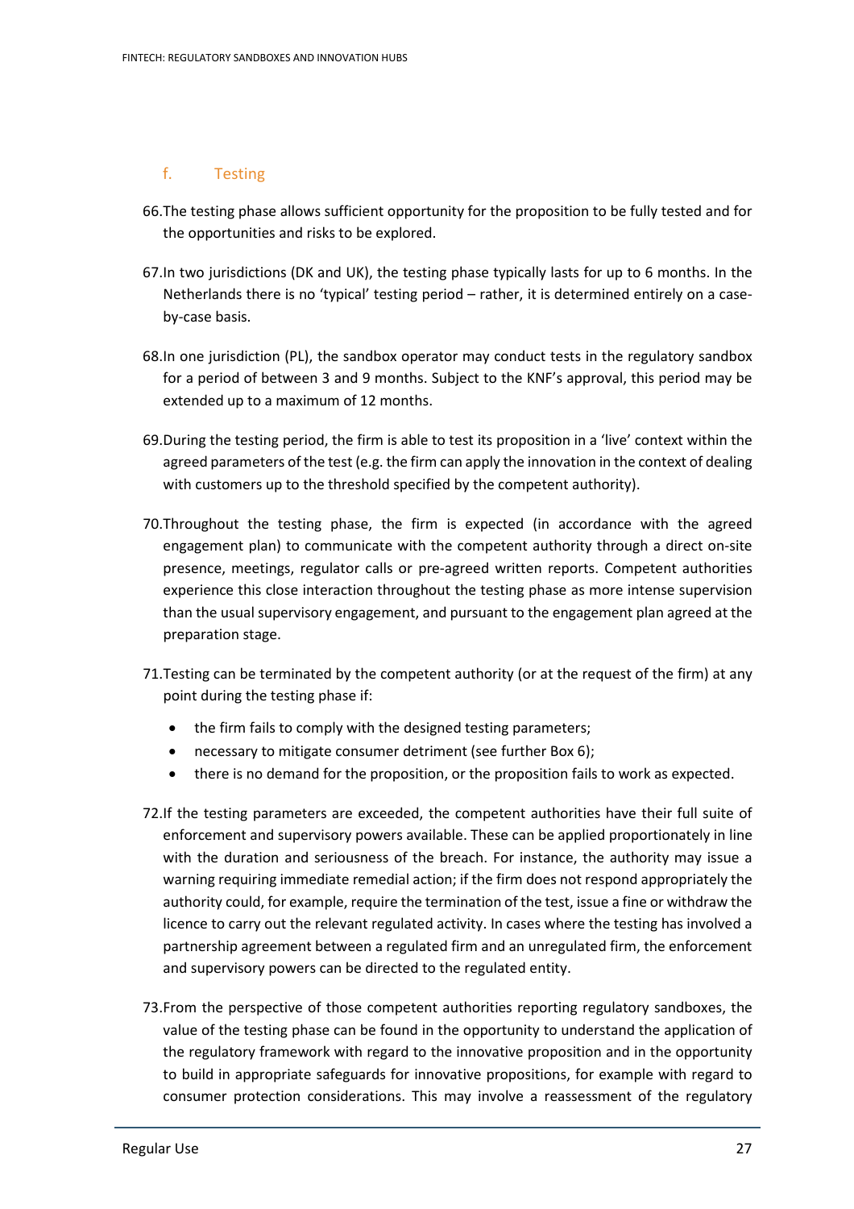### f. Testing

66.The testing phase allows sufficient opportunity for the proposition to be fully tested and for the opportunities and risks to be explored.

67.In two jurisdictions (DK and UK), the testing phase typically lasts for up to 6 months. In the Netherlands there is no 'typical' testing period – rather, it is determined entirely on a case-by-case basis.

68.In one jurisdiction (PL), the sandbox operator may conduct tests in the regulatory sandbox for a period of between 3 and 9 months. Subject to the KNF's approval, this period may be extended up to a maximum of 12 months.

69.During the testing period, the firm is able to test its proposition in a 'live' context within the agreed parameters of the test (e.g. the firm can apply the innovation in the context of dealing with customers up to the threshold specified by the competent authority).

70.Throughout the testing phase, the firm is expected (in accordance with the agreed engagement plan) to communicate with the competent authority through a direct on-site presence, meetings, regulator calls or pre-agreed written reports. Competent authorities experience this close interaction throughout the testing phase as more intense supervision than the usual supervisory engagement, and pursuant to the engagement plan agreed at the preparation stage.

71.Testing can be terminated by the competent authority (or at the request of the firm) at any point during the testing phase if:

- the firm fails to comply with the designed testing parameters;
- necessary to mitigate consumer detriment (see further Box 6);
- there is no demand for the proposition, or the proposition fails to work as expected.

72.If the testing parameters are exceeded, the competent authorities have their full suite of enforcement and supervisory powers available. These can be applied proportionately in line with the duration and seriousness of the breach. For instance, the authority may issue a warning requiring immediate remedial action; if the firm does not respond appropriately the authority could, for example, require the termination of the test, issue a fine or withdraw the licence to carry out the relevant regulated activity. In cases where the testing has involved a partnership agreement between a regulated firm and an unregulated firm, the enforcement and supervisory powers can be directed to the regulated entity.

73.From the perspective of those competent authorities reporting regulatory sandboxes, the value of the testing phase can be found in the opportunity to understand the application of the regulatory framework with regard to the innovative proposition and in the opportunity to build in appropriate safeguards for innovative propositions, for example with regard to consumer protection considerations. This may involve a reassessment of the regulatory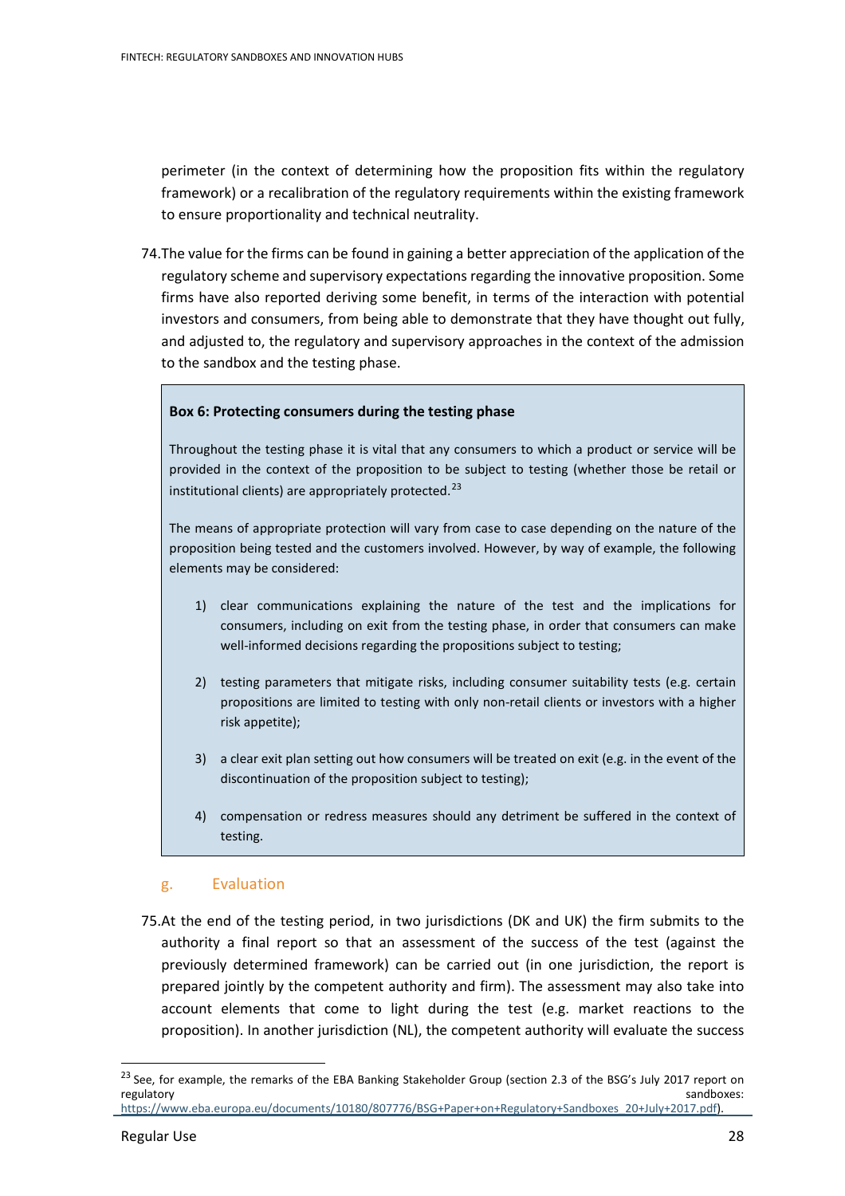perimeter (in the context of determining how the proposition fits within the regulatory framework) or a recalibration of the regulatory requirements within the existing framework to ensure proportionality and technical neutrality.

74. The value for the firms can be found in gaining a better appreciation of the application of the regulatory scheme and supervisory expectations regarding the innovative proposition. Some firms have also reported deriving some benefit, in terms of the interaction with potential investors and consumers, from being able to demonstrate that they have thought out fully, and adjusted to, the regulatory and supervisory approaches in the context of the admission to the sandbox and the testing phase.

> **Box 6: Protecting consumers during the testing phase**
>
> Throughout the testing phase it is vital that any consumers to which a product or service will be provided in the context of the proposition to be subject to testing (whether those be retail or institutional clients) are appropriately protected.[23]
>
> The means of appropriate protection will vary from case to case depending on the nature of the proposition being tested and the customers involved. However, by way of example, the following elements may be considered:
>
> 1) clear communications explaining the nature of the test and the implications for consumers, including on exit from the testing phase, in order that consumers can make well-informed decisions regarding the propositions subject to testing;
>
> 2) testing parameters that mitigate risks, including consumer suitability tests (e.g. certain propositions are limited to testing with only non-retail clients or investors with a higher risk appetite);
>
> 3) a clear exit plan setting out how consumers will be treated on exit (e.g. in the event of the discontinuation of the proposition subject to testing);
>
> 4) compensation or redress measures should any detriment be suffered in the context of testing.

### g. Evaluation

75. At the end of the testing period, in two jurisdictions (DK and UK) the firm submits to the authority a final report so that an assessment of the success of the test (against the previously determined framework) can be carried out (in one jurisdiction, the report is prepared jointly by the competent authority and firm). The assessment may also take into account elements that come to light during the test (e.g. market reactions to the proposition). In another jurisdiction (NL), the competent authority will evaluate the success

---

[23] See, for example, the remarks of the EBA Banking Stakeholder Group (section 2.3 of the BSG's July 2017 report on regulatory sandboxes: https://www.eba.europa.eu/documents/10180/807776/BSG+Paper+on+Regulatory+Sandboxes_20+July+2017.pdf).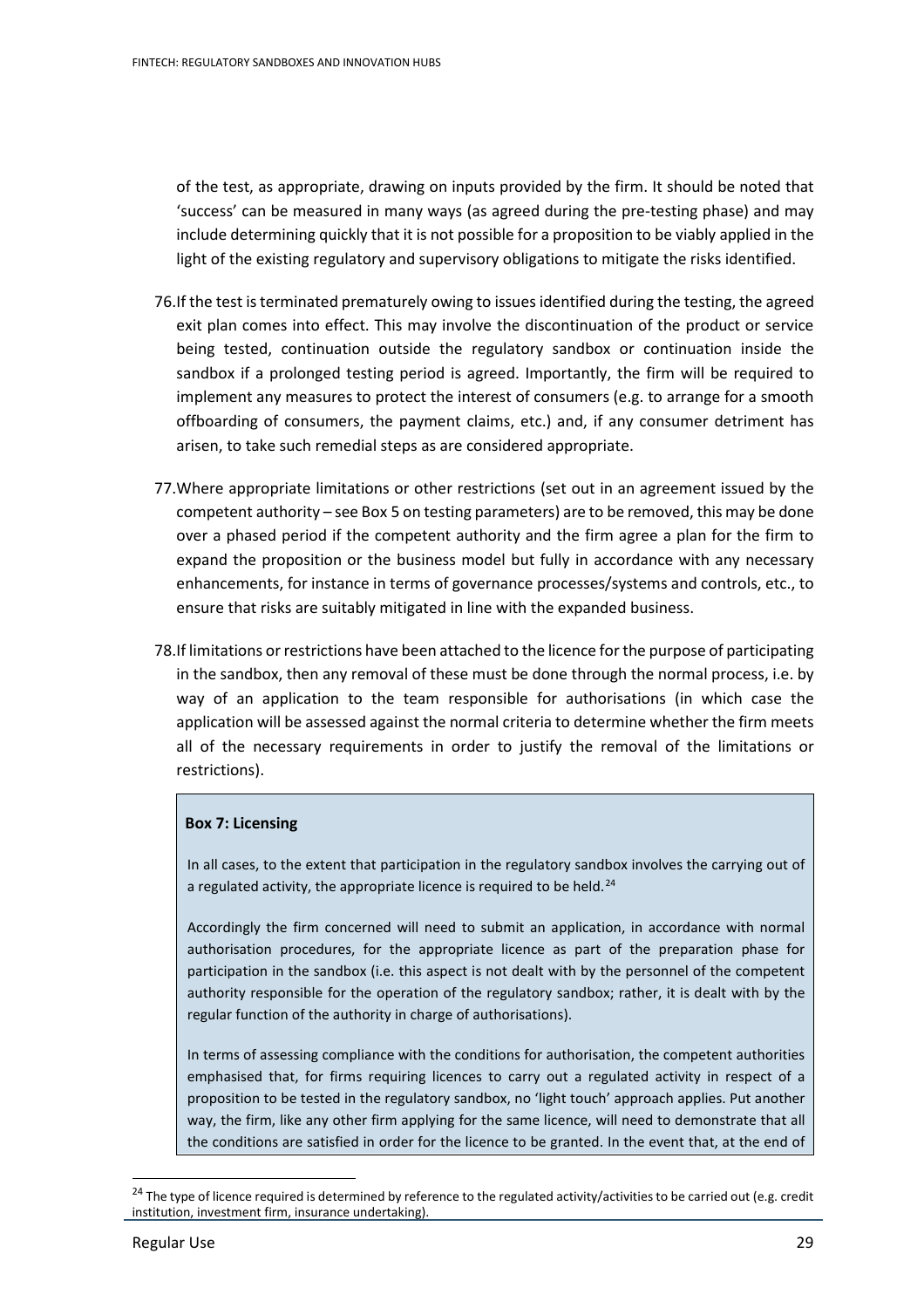of the test, as appropriate, drawing on inputs provided by the firm. It should be noted that 'success' can be measured in many ways (as agreed during the pre-testing phase) and may include determining quickly that it is not possible for a proposition to be viably applied in the light of the existing regulatory and supervisory obligations to mitigate the risks identified.

76. If the test is terminated prematurely owing to issues identified during the testing, the agreed exit plan comes into effect. This may involve the discontinuation of the product or service being tested, continuation outside the regulatory sandbox or continuation inside the sandbox if a prolonged testing period is agreed. Importantly, the firm will be required to implement any measures to protect the interest of consumers (e.g. to arrange for a smooth offboarding of consumers, the payment claims, etc.) and, if any consumer detriment has arisen, to take such remedial steps as are considered appropriate.

77. Where appropriate limitations or other restrictions (set out in an agreement issued by the competent authority – see Box 5 on testing parameters) are to be removed, this may be done over a phased period if the competent authority and the firm agree a plan for the firm to expand the proposition or the business model but fully in accordance with any necessary enhancements, for instance in terms of governance processes/systems and controls, etc., to ensure that risks are suitably mitigated in line with the expanded business.

78. If limitations or restrictions have been attached to the licence for the purpose of participating in the sandbox, then any removal of these must be done through the normal process, i.e. by way of an application to the team responsible for authorisations (in which case the application will be assessed against the normal criteria to determine whether the firm meets all of the necessary requirements in order to justify the removal of the limitations or restrictions).

**Box 7: Licensing**

In all cases, to the extent that participation in the regulatory sandbox involves the carrying out of a regulated activity, the appropriate licence is required to be held.[24]

Accordingly the firm concerned will need to submit an application, in accordance with normal authorisation procedures, for the appropriate licence as part of the preparation phase for participation in the sandbox (i.e. this aspect is not dealt with by the personnel of the competent authority responsible for the operation of the regulatory sandbox; rather, it is dealt with by the regular function of the authority in charge of authorisations).

In terms of assessing compliance with the conditions for authorisation, the competent authorities emphasised that, for firms requiring licences to carry out a regulated activity in respect of a proposition to be tested in the regulatory sandbox, no 'light touch' approach applies. Put another way, the firm, like any other firm applying for the same licence, will need to demonstrate that all the conditions are satisfied in order for the licence to be granted. In the event that, at the end of

[24] The type of licence required is determined by reference to the regulated activity/activities to be carried out (e.g. credit institution, investment firm, insurance undertaking).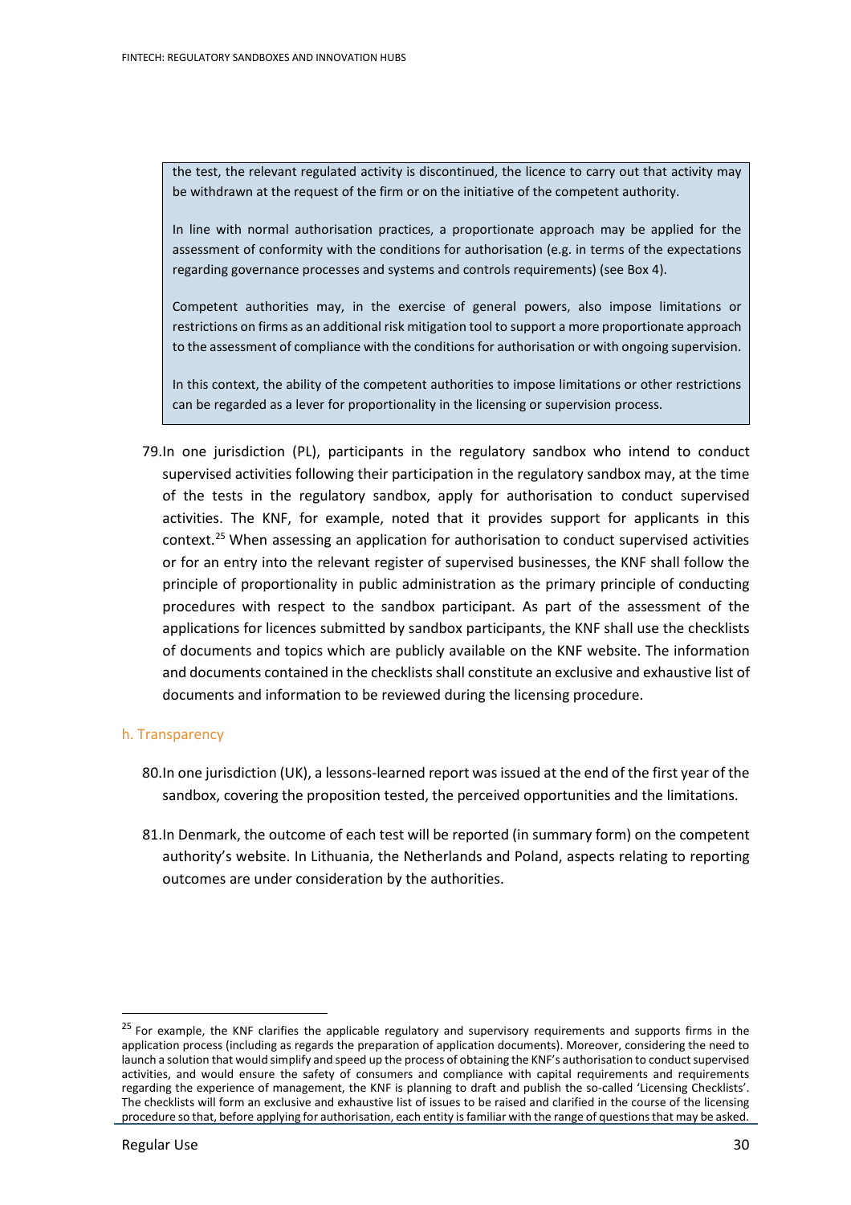> the test, the relevant regulated activity is discontinued, the licence to carry out that activity may be withdrawn at the request of the firm or on the initiative of the competent authority.
>
> In line with normal authorisation practices, a proportionate approach may be applied for the assessment of conformity with the conditions for authorisation (e.g. in terms of the expectations regarding governance processes and systems and controls requirements) (see Box 4).
>
> Competent authorities may, in the exercise of general powers, also impose limitations or restrictions on firms as an additional risk mitigation tool to support a more proportionate approach to the assessment of compliance with the conditions for authorisation or with ongoing supervision.
>
> In this context, the ability of the competent authorities to impose limitations or other restrictions can be regarded as a lever for proportionality in the licensing or supervision process.

79. In one jurisdiction (PL), participants in the regulatory sandbox who intend to conduct supervised activities following their participation in the regulatory sandbox may, at the time of the tests in the regulatory sandbox, apply for authorisation to conduct supervised activities. The KNF, for example, noted that it provides support for applicants in this context.[25] When assessing an application for authorisation to conduct supervised activities or for an entry into the relevant register of supervised businesses, the KNF shall follow the principle of proportionality in public administration as the primary principle of conducting procedures with respect to the sandbox participant. As part of the assessment of the applications for licences submitted by sandbox participants, the KNF shall use the checklists of documents and topics which are publicly available on the KNF website. The information and documents contained in the checklists shall constitute an exclusive and exhaustive list of documents and information to be reviewed during the licensing procedure.

### h. Transparency

80. In one jurisdiction (UK), a lessons-learned report was issued at the end of the first year of the sandbox, covering the proposition tested, the perceived opportunities and the limitations.

81. In Denmark, the outcome of each test will be reported (in summary form) on the competent authority's website. In Lithuania, the Netherlands and Poland, aspects relating to reporting outcomes are under consideration by the authorities.

---

[25] For example, the KNF clarifies the applicable regulatory and supervisory requirements and supports firms in the application process (including as regards the preparation of application documents). Moreover, considering the need to launch a solution that would simplify and speed up the process of obtaining the KNF's authorisation to conduct supervised activities, and would ensure the safety of consumers and compliance with capital requirements and requirements regarding the experience of management, the KNF is planning to draft and publish the so-called 'Licensing Checklists'. The checklists will form an exclusive and exhaustive list of issues to be raised and clarified in the course of the licensing procedure so that, before applying for authorisation, each entity is familiar with the range of questions that may be asked.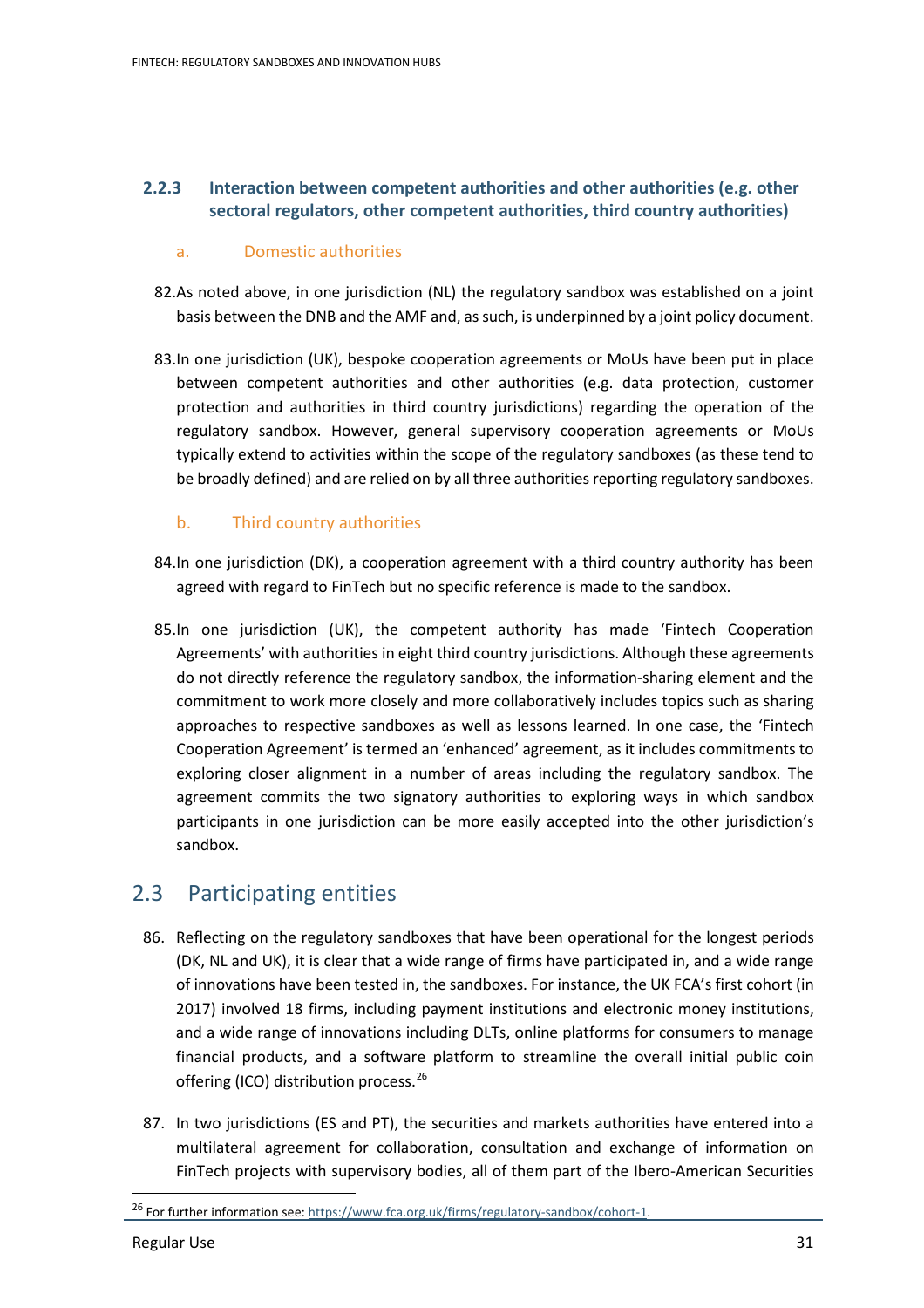### 2.2.3 Interaction between competent authorities and other authorities (e.g. other sectoral regulators, other competent authorities, third country authorities)

#### a. Domestic authorities

82. As noted above, in one jurisdiction (NL) the regulatory sandbox was established on a joint basis between the DNB and the AMF and, as such, is underpinned by a joint policy document.

83. In one jurisdiction (UK), bespoke cooperation agreements or MoUs have been put in place between competent authorities and other authorities (e.g. data protection, customer protection and authorities in third country jurisdictions) regarding the operation of the regulatory sandbox. However, general supervisory cooperation agreements or MoUs typically extend to activities within the scope of the regulatory sandboxes (as these tend to be broadly defined) and are relied on by all three authorities reporting regulatory sandboxes.

#### b. Third country authorities

84. In one jurisdiction (DK), a cooperation agreement with a third country authority has been agreed with regard to FinTech but no specific reference is made to the sandbox.

85. In one jurisdiction (UK), the competent authority has made 'Fintech Cooperation Agreements' with authorities in eight third country jurisdictions. Although these agreements do not directly reference the regulatory sandbox, the information-sharing element and the commitment to work more closely and more collaboratively includes topics such as sharing approaches to respective sandboxes as well as lessons learned. In one case, the 'Fintech Cooperation Agreement' is termed an 'enhanced' agreement, as it includes commitments to exploring closer alignment in a number of areas including the regulatory sandbox. The agreement commits the two signatory authorities to exploring ways in which sandbox participants in one jurisdiction can be more easily accepted into the other jurisdiction's sandbox.

## 2.3 Participating entities

86. Reflecting on the regulatory sandboxes that have been operational for the longest periods (DK, NL and UK), it is clear that a wide range of firms have participated in, and a wide range of innovations have been tested in, the sandboxes. For instance, the UK FCA's first cohort (in 2017) involved 18 firms, including payment institutions and electronic money institutions, and a wide range of innovations including DLTs, online platforms for consumers to manage financial products, and a software platform to streamline the overall initial public coin offering (ICO) distribution process.[26]

87. In two jurisdictions (ES and PT), the securities and markets authorities have entered into a multilateral agreement for collaboration, consultation and exchange of information on FinTech projects with supervisory bodies, all of them part of the Ibero-American Securities

[26] For further information see: https://www.fca.org.uk/firms/regulatory-sandbox/cohort-1.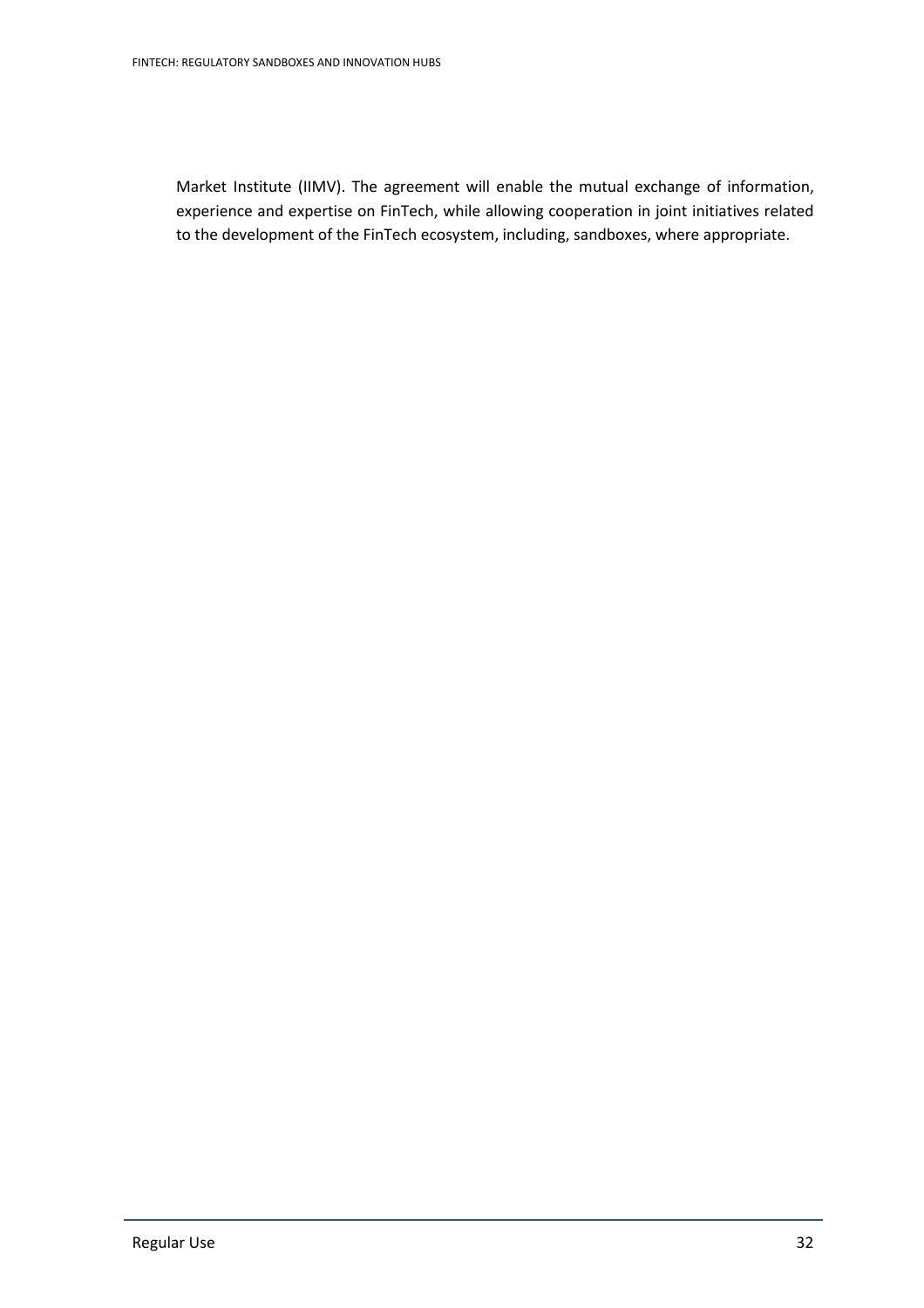Market Institute (IIMV). The agreement will enable the mutual exchange of information, experience and expertise on FinTech, while allowing cooperation in joint initiatives related to the development of the FinTech ecosystem, including, sandboxes, where appropriate.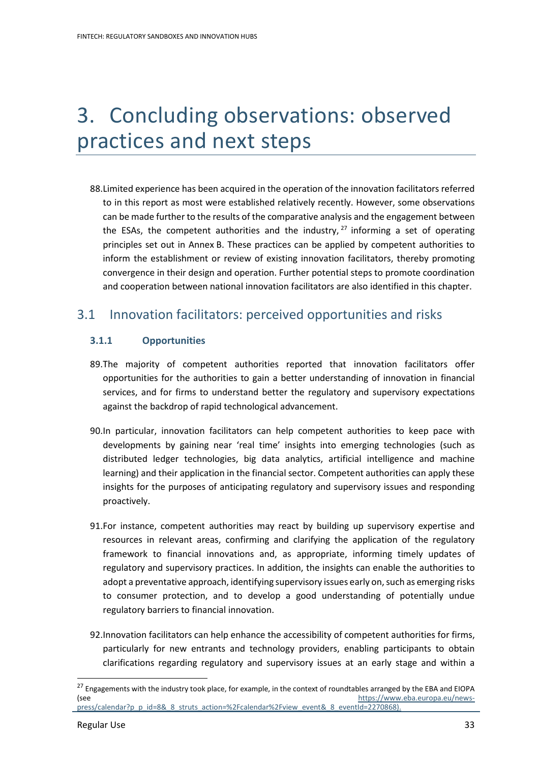# 3. Concluding observations: observed practices and next steps

88. Limited experience has been acquired in the operation of the innovation facilitators referred to in this report as most were established relatively recently. However, some observations can be made further to the results of the comparative analysis and the engagement between the ESAs, the competent authorities and the industry,[27] informing a set of operating principles set out in Annex B. These practices can be applied by competent authorities to inform the establishment or review of existing innovation facilitators, thereby promoting convergence in their design and operation. Further potential steps to promote coordination and cooperation between national innovation facilitators are also identified in this chapter.

## 3.1 Innovation facilitators: perceived opportunities and risks

### 3.1.1 Opportunities

89. The majority of competent authorities reported that innovation facilitators offer opportunities for the authorities to gain a better understanding of innovation in financial services, and for firms to understand better the regulatory and supervisory expectations against the backdrop of rapid technological advancement.

90. In particular, innovation facilitators can help competent authorities to keep pace with developments by gaining near 'real time' insights into emerging technologies (such as distributed ledger technologies, big data analytics, artificial intelligence and machine learning) and their application in the financial sector. Competent authorities can apply these insights for the purposes of anticipating regulatory and supervisory issues and responding proactively.

91. For instance, competent authorities may react by building up supervisory expertise and resources in relevant areas, confirming and clarifying the application of the regulatory framework to financial innovations and, as appropriate, informing timely updates of regulatory and supervisory practices. In addition, the insights can enable the authorities to adopt a preventative approach, identifying supervisory issues early on, such as emerging risks to consumer protection, and to develop a good understanding of potentially undue regulatory barriers to financial innovation.

92. Innovation facilitators can help enhance the accessibility of competent authorities for firms, particularly for new entrants and technology providers, enabling participants to obtain clarifications regarding regulatory and supervisory issues at an early stage and within a

[27] Engagements with the industry took place, for example, in the context of roundtables arranged by the EBA and EIOPA (see https://www.eba.europa.eu/news-press/calendar?p_p_id=8&_8_struts_action=%2Fcalendar%2Fview_event&_8_eventId=2270868).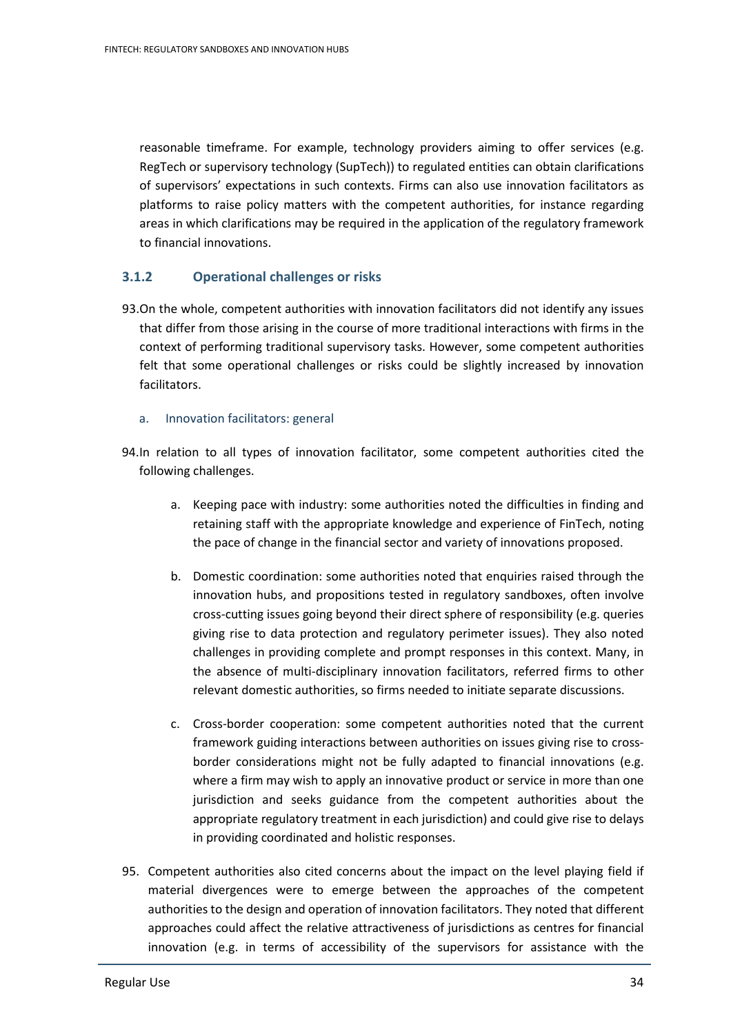reasonable timeframe. For example, technology providers aiming to offer services (e.g. RegTech or supervisory technology (SupTech)) to regulated entities can obtain clarifications of supervisors' expectations in such contexts. Firms can also use innovation facilitators as platforms to raise policy matters with the competent authorities, for instance regarding areas in which clarifications may be required in the application of the regulatory framework to financial innovations.

### 3.1.2 Operational challenges or risks

93. On the whole, competent authorities with innovation facilitators did not identify any issues that differ from those arising in the course of more traditional interactions with firms in the context of performing traditional supervisory tasks. However, some competent authorities felt that some operational challenges or risks could be slightly increased by innovation facilitators.

a. Innovation facilitators: general

94. In relation to all types of innovation facilitator, some competent authorities cited the following challenges.

    a. Keeping pace with industry: some authorities noted the difficulties in finding and retaining staff with the appropriate knowledge and experience of FinTech, noting the pace of change in the financial sector and variety of innovations proposed.

    b. Domestic coordination: some authorities noted that enquiries raised through the innovation hubs, and propositions tested in regulatory sandboxes, often involve cross-cutting issues going beyond their direct sphere of responsibility (e.g. queries giving rise to data protection and regulatory perimeter issues). They also noted challenges in providing complete and prompt responses in this context. Many, in the absence of multi-disciplinary innovation facilitators, referred firms to other relevant domestic authorities, so firms needed to initiate separate discussions.

    c. Cross-border cooperation: some competent authorities noted that the current framework guiding interactions between authorities on issues giving rise to cross-border considerations might not be fully adapted to financial innovations (e.g. where a firm may wish to apply an innovative product or service in more than one jurisdiction and seeks guidance from the competent authorities about the appropriate regulatory treatment in each jurisdiction) and could give rise to delays in providing coordinated and holistic responses.

95. Competent authorities also cited concerns about the impact on the level playing field if material divergences were to emerge between the approaches of the competent authorities to the design and operation of innovation facilitators. They noted that different approaches could affect the relative attractiveness of jurisdictions as centres for financial innovation (e.g. in terms of accessibility of the supervisors for assistance with the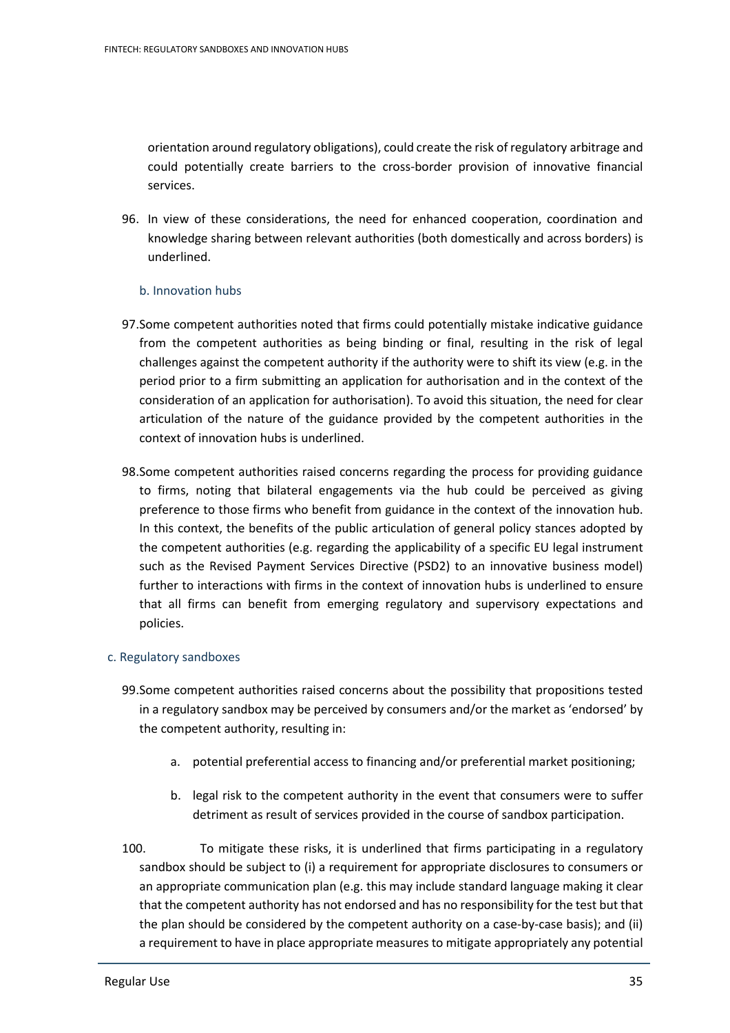orientation around regulatory obligations), could create the risk of regulatory arbitrage and could potentially create barriers to the cross-border provision of innovative financial services.

96. In view of these considerations, the need for enhanced cooperation, coordination and knowledge sharing between relevant authorities (both domestically and across borders) is underlined.

### b. Innovation hubs

97. Some competent authorities noted that firms could potentially mistake indicative guidance from the competent authorities as being binding or final, resulting in the risk of legal challenges against the competent authority if the authority were to shift its view (e.g. in the period prior to a firm submitting an application for authorisation and in the context of the consideration of an application for authorisation). To avoid this situation, the need for clear articulation of the nature of the guidance provided by the competent authorities in the context of innovation hubs is underlined.

98. Some competent authorities raised concerns regarding the process for providing guidance to firms, noting that bilateral engagements via the hub could be perceived as giving preference to those firms who benefit from guidance in the context of the innovation hub. In this context, the benefits of the public articulation of general policy stances adopted by the competent authorities (e.g. regarding the applicability of a specific EU legal instrument such as the Revised Payment Services Directive (PSD2) to an innovative business model) further to interactions with firms in the context of innovation hubs is underlined to ensure that all firms can benefit from emerging regulatory and supervisory expectations and policies.

### c. Regulatory sandboxes

99. Some competent authorities raised concerns about the possibility that propositions tested in a regulatory sandbox may be perceived by consumers and/or the market as 'endorsed' by the competent authority, resulting in:

    a. potential preferential access to financing and/or preferential market positioning;

    b. legal risk to the competent authority in the event that consumers were to suffer detriment as result of services provided in the course of sandbox participation.

100. To mitigate these risks, it is underlined that firms participating in a regulatory sandbox should be subject to (i) a requirement for appropriate disclosures to consumers or an appropriate communication plan (e.g. this may include standard language making it clear that the competent authority has not endorsed and has no responsibility for the test but that the plan should be considered by the competent authority on a case-by-case basis); and (ii) a requirement to have in place appropriate measures to mitigate appropriately any potential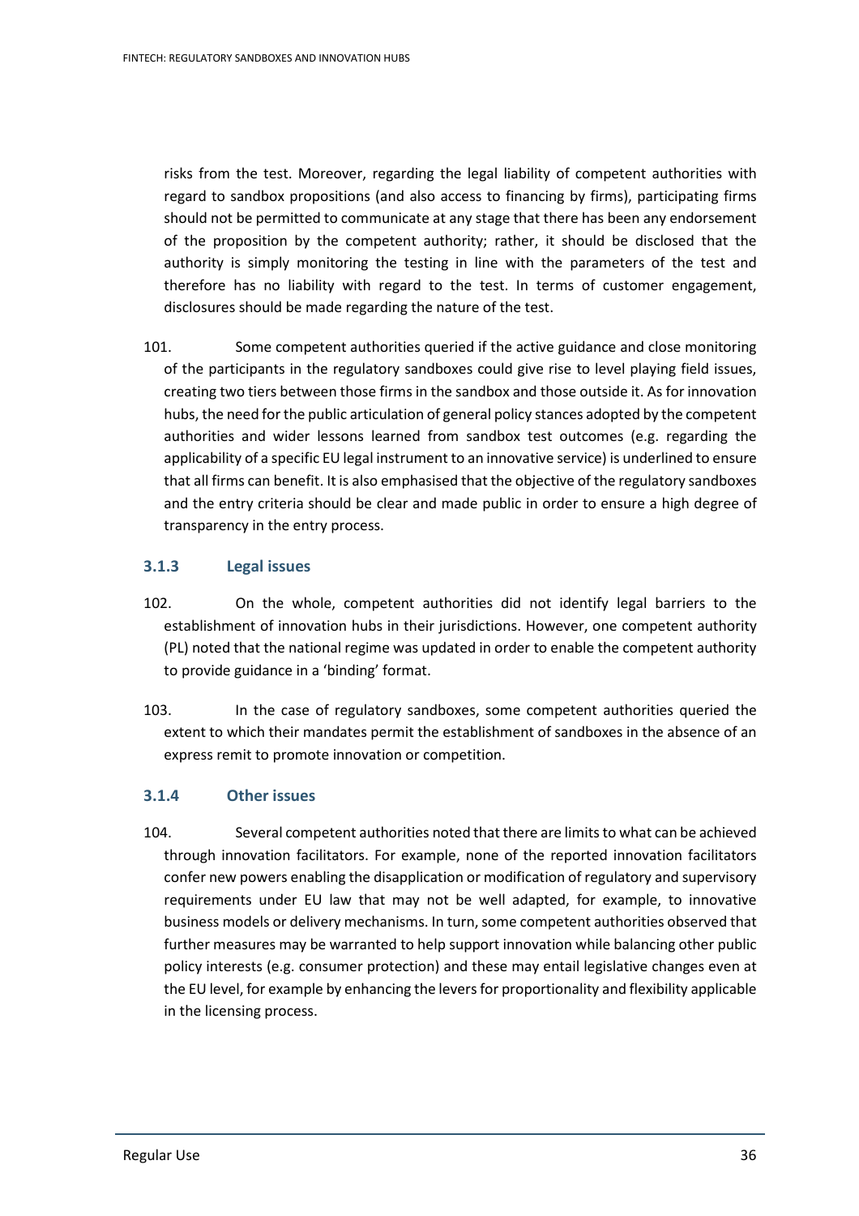risks from the test. Moreover, regarding the legal liability of competent authorities with regard to sandbox propositions (and also access to financing by firms), participating firms should not be permitted to communicate at any stage that there has been any endorsement of the proposition by the competent authority; rather, it should be disclosed that the authority is simply monitoring the testing in line with the parameters of the test and therefore has no liability with regard to the test. In terms of customer engagement, disclosures should be made regarding the nature of the test.

101. Some competent authorities queried if the active guidance and close monitoring of the participants in the regulatory sandboxes could give rise to level playing field issues, creating two tiers between those firms in the sandbox and those outside it. As for innovation hubs, the need for the public articulation of general policy stances adopted by the competent authorities and wider lessons learned from sandbox test outcomes (e.g. regarding the applicability of a specific EU legal instrument to an innovative service) is underlined to ensure that all firms can benefit. It is also emphasised that the objective of the regulatory sandboxes and the entry criteria should be clear and made public in order to ensure a high degree of transparency in the entry process.

### 3.1.3 Legal issues

102. On the whole, competent authorities did not identify legal barriers to the establishment of innovation hubs in their jurisdictions. However, one competent authority (PL) noted that the national regime was updated in order to enable the competent authority to provide guidance in a 'binding' format.

103. In the case of regulatory sandboxes, some competent authorities queried the extent to which their mandates permit the establishment of sandboxes in the absence of an express remit to promote innovation or competition.

### 3.1.4 Other issues

104. Several competent authorities noted that there are limits to what can be achieved through innovation facilitators. For example, none of the reported innovation facilitators confer new powers enabling the disapplication or modification of regulatory and supervisory requirements under EU law that may not be well adapted, for example, to innovative business models or delivery mechanisms. In turn, some competent authorities observed that further measures may be warranted to help support innovation while balancing other public policy interests (e.g. consumer protection) and these may entail legislative changes even at the EU level, for example by enhancing the levers for proportionality and flexibility applicable in the licensing process.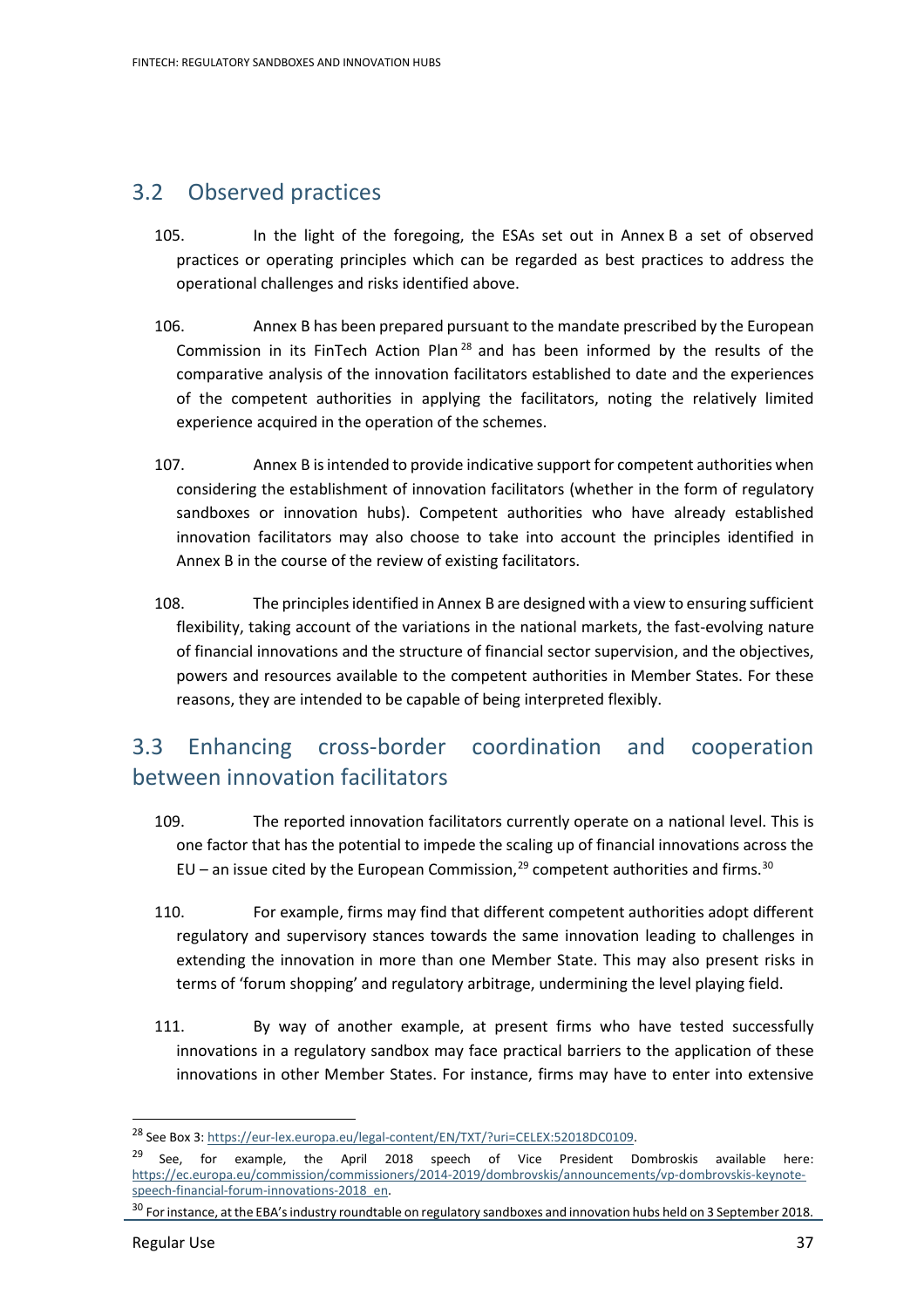## 3.2 Observed practices

105. In the light of the foregoing, the ESAs set out in Annex B a set of observed practices or operating principles which can be regarded as best practices to address the operational challenges and risks identified above.

106. Annex B has been prepared pursuant to the mandate prescribed by the European Commission in its FinTech Action Plan [28] and has been informed by the results of the comparative analysis of the innovation facilitators established to date and the experiences of the competent authorities in applying the facilitators, noting the relatively limited experience acquired in the operation of the schemes.

107. Annex B is intended to provide indicative support for competent authorities when considering the establishment of innovation facilitators (whether in the form of regulatory sandboxes or innovation hubs). Competent authorities who have already established innovation facilitators may also choose to take into account the principles identified in Annex B in the course of the review of existing facilitators.

108. The principles identified in Annex B are designed with a view to ensuring sufficient flexibility, taking account of the variations in the national markets, the fast-evolving nature of financial innovations and the structure of financial sector supervision, and the objectives, powers and resources available to the competent authorities in Member States. For these reasons, they are intended to be capable of being interpreted flexibly.

## 3.3 Enhancing cross-border coordination and cooperation between innovation facilitators

109. The reported innovation facilitators currently operate on a national level. This is one factor that has the potential to impede the scaling up of financial innovations across the EU – an issue cited by the European Commission,[29] competent authorities and firms.[30]

110. For example, firms may find that different competent authorities adopt different regulatory and supervisory stances towards the same innovation leading to challenges in extending the innovation in more than one Member State. This may also present risks in terms of 'forum shopping' and regulatory arbitrage, undermining the level playing field.

111. By way of another example, at present firms who have tested successfully innovations in a regulatory sandbox may face practical barriers to the application of these innovations in other Member States. For instance, firms may have to enter into extensive

---

[28] See Box 3: https://eur-lex.europa.eu/legal-content/EN/TXT/?uri=CELEX:52018DC0109.

[29] See, for example, the April 2018 speech of Vice President Dombroskis available here: https://ec.europa.eu/commission/commissioners/2014-2019/dombrovskis/announcements/vp-dombrovskis-keynote-speech-financial-forum-innovations-2018_en.

[30] For instance, at the EBA's industry roundtable on regulatory sandboxes and innovation hubs held on 3 September 2018.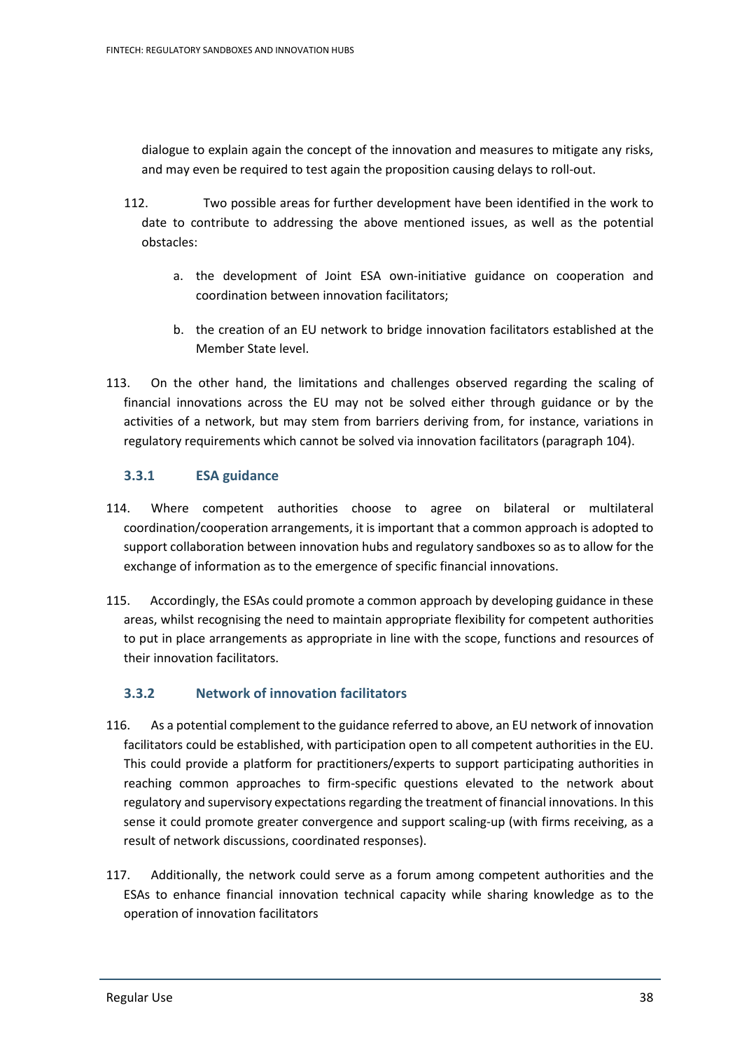dialogue to explain again the concept of the innovation and measures to mitigate any risks, and may even be required to test again the proposition causing delays to roll-out.

112. Two possible areas for further development have been identified in the work to date to contribute to addressing the above mentioned issues, as well as the potential obstacles:

   a. the development of Joint ESA own-initiative guidance on cooperation and coordination between innovation facilitators;

   b. the creation of an EU network to bridge innovation facilitators established at the Member State level.

113. On the other hand, the limitations and challenges observed regarding the scaling of financial innovations across the EU may not be solved either through guidance or by the activities of a network, but may stem from barriers deriving from, for instance, variations in regulatory requirements which cannot be solved via innovation facilitators (paragraph 104).

### 3.3.1 ESA guidance

114. Where competent authorities choose to agree on bilateral or multilateral coordination/cooperation arrangements, it is important that a common approach is adopted to support collaboration between innovation hubs and regulatory sandboxes so as to allow for the exchange of information as to the emergence of specific financial innovations.

115. Accordingly, the ESAs could promote a common approach by developing guidance in these areas, whilst recognising the need to maintain appropriate flexibility for competent authorities to put in place arrangements as appropriate in line with the scope, functions and resources of their innovation facilitators.

### 3.3.2 Network of innovation facilitators

116. As a potential complement to the guidance referred to above, an EU network of innovation facilitators could be established, with participation open to all competent authorities in the EU. This could provide a platform for practitioners/experts to support participating authorities in reaching common approaches to firm-specific questions elevated to the network about regulatory and supervisory expectations regarding the treatment of financial innovations. In this sense it could promote greater convergence and support scaling-up (with firms receiving, as a result of network discussions, coordinated responses).

117. Additionally, the network could serve as a forum among competent authorities and the ESAs to enhance financial innovation technical capacity while sharing knowledge as to the operation of innovation facilitators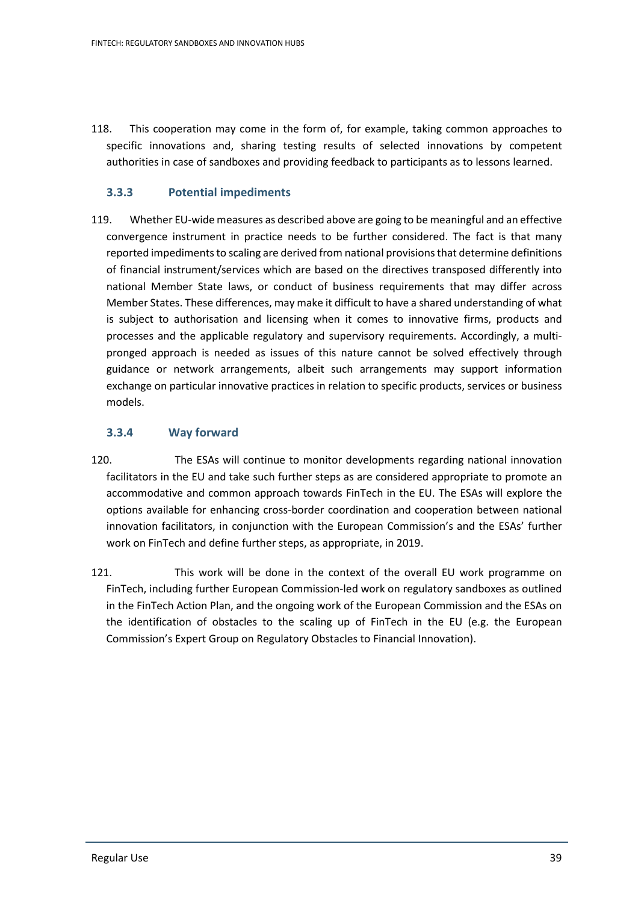118. This cooperation may come in the form of, for example, taking common approaches to specific innovations and, sharing testing results of selected innovations by competent authorities in case of sandboxes and providing feedback to participants as to lessons learned.

### 3.3.3 Potential impediments

119. Whether EU-wide measures as described above are going to be meaningful and an effective convergence instrument in practice needs to be further considered. The fact is that many reported impediments to scaling are derived from national provisions that determine definitions of financial instrument/services which are based on the directives transposed differently into national Member State laws, or conduct of business requirements that may differ across Member States. These differences, may make it difficult to have a shared understanding of what is subject to authorisation and licensing when it comes to innovative firms, products and processes and the applicable regulatory and supervisory requirements. Accordingly, a multi-pronged approach is needed as issues of this nature cannot be solved effectively through guidance or network arrangements, albeit such arrangements may support information exchange on particular innovative practices in relation to specific products, services or business models.

### 3.3.4 Way forward

120. The ESAs will continue to monitor developments regarding national innovation facilitators in the EU and take such further steps as are considered appropriate to promote an accommodative and common approach towards FinTech in the EU. The ESAs will explore the options available for enhancing cross-border coordination and cooperation between national innovation facilitators, in conjunction with the European Commission's and the ESAs' further work on FinTech and define further steps, as appropriate, in 2019.

121. This work will be done in the context of the overall EU work programme on FinTech, including further European Commission-led work on regulatory sandboxes as outlined in the FinTech Action Plan, and the ongoing work of the European Commission and the ESAs on the identification of obstacles to the scaling up of FinTech in the EU (e.g. the European Commission's Expert Group on Regulatory Obstacles to Financial Innovation).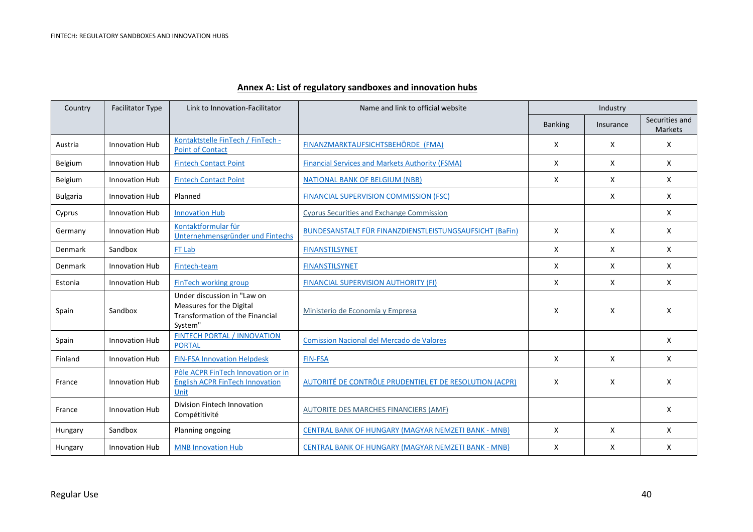## Annex A: List of regulatory sandboxes and innovation hubs

| Country | Facilitator Type | Link to Innovation-Facilitator | Name and link to official website | Industry | | |
|---|---|---|---|---|---|---|
| | | | | Banking | Insurance | Securities and Markets |
| Austria | Innovation Hub | Kontaktstelle FinTech / FinTech - Point of Contact | FINANZMARKTAUFSICHTSBEHÖRDE (FMA) | X | X | X |
| Belgium | Innovation Hub | Fintech Contact Point | Financial Services and Markets Authority (FSMA) | X | X | X |
| Belgium | Innovation Hub | Fintech Contact Point | NATIONAL BANK OF BELGIUM (NBB) | X | X | X |
| Bulgaria | Innovation Hub | Planned | FINANCIAL SUPERVISION COMMISSION (FSC) | | X | X |
| Cyprus | Innovation Hub | Innovation Hub | Cyprus Securities and Exchange Commission | | | X |
| Germany | Innovation Hub | Kontaktformular für Unternehmensgründer und Fintechs | BUNDESANSTALT FÜR FINANZDIENSTLEISTUNGSAUFSICHT (BaFin) | X | X | X |
| Denmark | Sandbox | FT Lab | FINANSTILSYNET | X | X | X |
| Denmark | Innovation Hub | Fintech-team | FINANSTILSYNET | X | X | X |
| Estonia | Innovation Hub | FinTech working group | FINANCIAL SUPERVISION AUTHORITY (FI) | X | X | X |
| Spain | Sandbox | Under discussion in "Law on Measures for the Digital Transformation of the Financial System" | Ministerio de Economía y Empresa | X | X | X |
| Spain | Innovation Hub | FINTECH PORTAL / INNOVATION PORTAL | Comission Nacional del Mercado de Valores | | | X |
| Finland | Innovation Hub | FIN-FSA Innovation Helpdesk | FIN-FSA | X | X | X |
| France | Innovation Hub | Pôle ACPR FinTech Innovation or in English ACPR FinTech Innovation Unit | AUTORITÉ DE CONTRÔLE PRUDENTIEL ET DE RESOLUTION (ACPR) | X | X | X |
| France | Innovation Hub | Division Fintech Innovation Compétitivité | AUTORITE DES MARCHES FINANCIERS (AMF) | | | X |
| Hungary | Sandbox | Planning ongoing | CENTRAL BANK OF HUNGARY (MAGYAR NEMZETI BANK - MNB) | X | X | X |
| Hungary | Innovation Hub | MNB Innovation Hub | CENTRAL BANK OF HUNGARY (MAGYAR NEMZETI BANK - MNB) | X | X | X |

Regular Use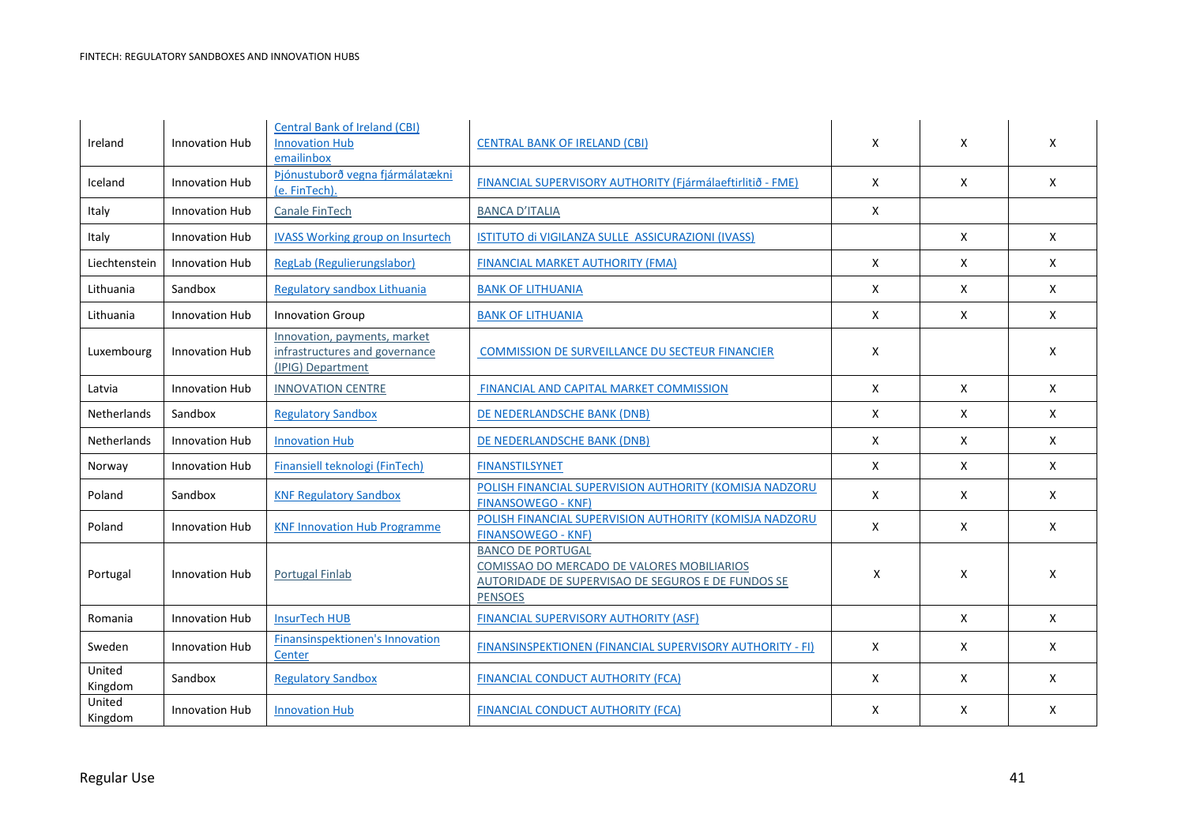| | | | | | | |
|---|---|---|---|---|---|---|
| Ireland | Innovation Hub | Central Bank of Ireland (CBI) Innovation Hub emailinbox | CENTRAL BANK OF IRELAND (CBI) | X | X | X |
| Iceland | Innovation Hub | Þjónustuborð vegna fjármálatækni (e. FinTech). | FINANCIAL SUPERVISORY AUTHORITY (Fjármálaeftirlitið - FME) | X | X | X |
| Italy | Innovation Hub | Canale FinTech | BANCA D'ITALIA | X | | |
| Italy | Innovation Hub | IVASS Working group on Insurtech | ISTITUTO di VIGILANZA SULLE ASSICURAZIONI (IVASS) | | X | X |
| Liechtenstein | Innovation Hub | RegLab (Regulierungslabor) | FINANCIAL MARKET AUTHORITY (FMA) | X | X | X |
| Lithuania | Sandbox | Regulatory sandbox Lithuania | BANK OF LITHUANIA | X | X | X |
| Lithuania | Innovation Hub | Innovation Group | BANK OF LITHUANIA | X | X | X |
| Luxembourg | Innovation Hub | Innovation, payments, market infrastructures and governance (IPIG) Department | COMMISSION DE SURVEILLANCE DU SECTEUR FINANCIER | X | | X |
| Latvia | Innovation Hub | INNOVATION CENTRE | FINANCIAL AND CAPITAL MARKET COMMISSION | X | X | X |
| Netherlands | Sandbox | Regulatory Sandbox | DE NEDERLANDSCHE BANK (DNB) | X | X | X |
| Netherlands | Innovation Hub | Innovation Hub | DE NEDERLANDSCHE BANK (DNB) | X | X | X |
| Norway | Innovation Hub | Finansiell teknologi (FinTech) | FINANSTILSYNET | X | X | X |
| Poland | Sandbox | KNF Regulatory Sandbox | POLISH FINANCIAL SUPERVISION AUTHORITY (KOMISJA NADZORU FINANSOWEGO - KNF) | X | X | X |
| Poland | Innovation Hub | KNF Innovation Hub Programme | POLISH FINANCIAL SUPERVISION AUTHORITY (KOMISJA NADZORU FINANSOWEGO - KNF) | X | X | X |
| Portugal | Innovation Hub | Portugal Finlab | BANCO DE PORTUGAL<br>COMISSAO DO MERCADO DE VALORES MOBILIARIOS<br>AUTORIDADE DE SUPERVISAO DE SEGUROS E DE FUNDOS SE PENSOES | X | X | X |
| Romania | Innovation Hub | InsurTech HUB | FINANCIAL SUPERVISORY AUTHORITY (ASF) | | X | X |
| Sweden | Innovation Hub | Finansinspektionen's Innovation Center | FINANSINSPEKTIONEN (FINANCIAL SUPERVISORY AUTHORITY - FI) | X | X | X |
| United Kingdom | Sandbox | Regulatory Sandbox | FINANCIAL CONDUCT AUTHORITY (FCA) | X | X | X |
| United Kingdom | Innovation Hub | Innovation Hub | FINANCIAL CONDUCT AUTHORITY (FCA) | X | X | X |

Regular Use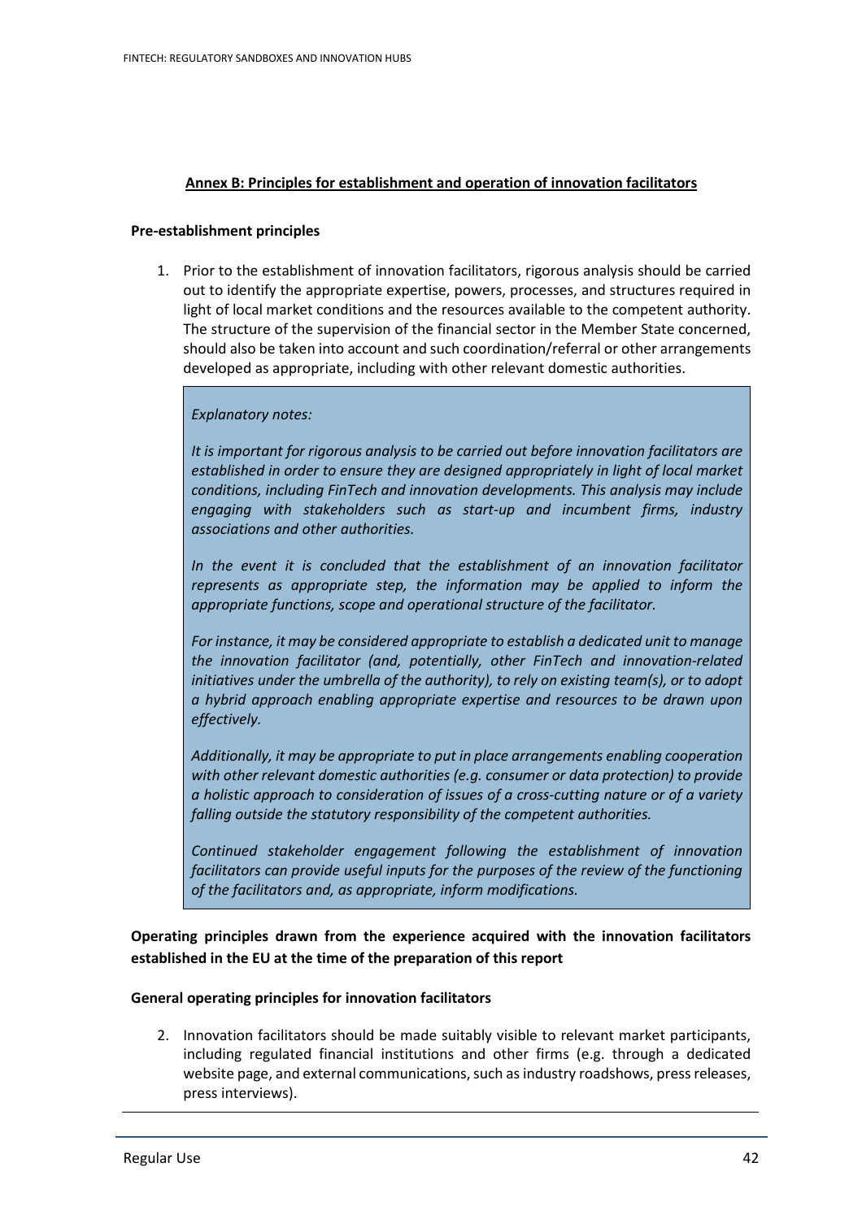## Annex B: Principles for establishment and operation of innovation facilitators

**Pre-establishment principles**

1. Prior to the establishment of innovation facilitators, rigorous analysis should be carried out to identify the appropriate expertise, powers, processes, and structures required in light of local market conditions and the resources available to the competent authority. The structure of the supervision of the financial sector in the Member State concerned, should also be taken into account and such coordination/referral or other arrangements developed as appropriate, including with other relevant domestic authorities.

> *Explanatory notes:*
>
> *It is important for rigorous analysis to be carried out before innovation facilitators are established in order to ensure they are designed appropriately in light of local market conditions, including FinTech and innovation developments. This analysis may include engaging with stakeholders such as start-up and incumbent firms, industry associations and other authorities.*
>
> *In the event it is concluded that the establishment of an innovation facilitator represents as appropriate step, the information may be applied to inform the appropriate functions, scope and operational structure of the facilitator.*
>
> *For instance, it may be considered appropriate to establish a dedicated unit to manage the innovation facilitator (and, potentially, other FinTech and innovation-related initiatives under the umbrella of the authority), to rely on existing team(s), or to adopt a hybrid approach enabling appropriate expertise and resources to be drawn upon effectively.*
>
> *Additionally, it may be appropriate to put in place arrangements enabling cooperation with other relevant domestic authorities (e.g. consumer or data protection) to provide a holistic approach to consideration of issues of a cross-cutting nature or of a variety falling outside the statutory responsibility of the competent authorities.*
>
> *Continued stakeholder engagement following the establishment of innovation facilitators can provide useful inputs for the purposes of the review of the functioning of the facilitators and, as appropriate, inform modifications.*

**Operating principles drawn from the experience acquired with the innovation facilitators established in the EU at the time of the preparation of this report**

**General operating principles for innovation facilitators**

2. Innovation facilitators should be made suitably visible to relevant market participants, including regulated financial institutions and other firms (e.g. through a dedicated website page, and external communications, such as industry roadshows, press releases, press interviews).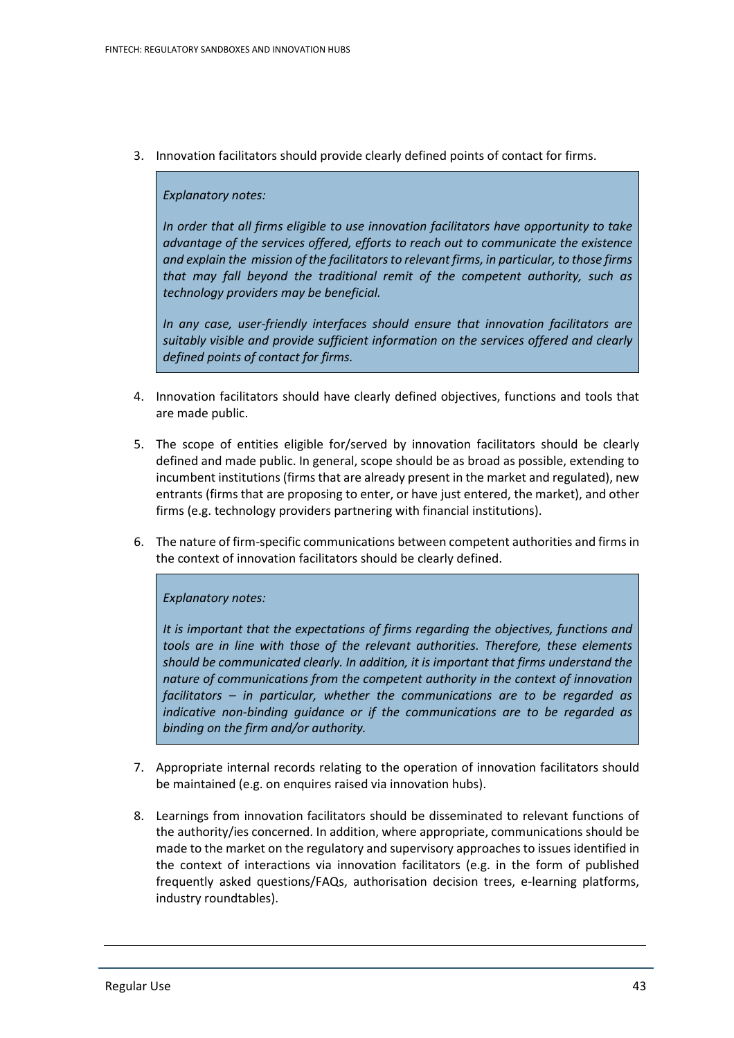3. Innovation facilitators should provide clearly defined points of contact for firms.

> *Explanatory notes:*
>
> *In order that all firms eligible to use innovation facilitators have opportunity to take advantage of the services offered, efforts to reach out to communicate the existence and explain the mission of the facilitators to relevant firms, in particular, to those firms that may fall beyond the traditional remit of the competent authority, such as technology providers may be beneficial.*
>
> *In any case, user-friendly interfaces should ensure that innovation facilitators are suitably visible and provide sufficient information on the services offered and clearly defined points of contact for firms.*

4. Innovation facilitators should have clearly defined objectives, functions and tools that are made public.

5. The scope of entities eligible for/served by innovation facilitators should be clearly defined and made public. In general, scope should be as broad as possible, extending to incumbent institutions (firms that are already present in the market and regulated), new entrants (firms that are proposing to enter, or have just entered, the market), and other firms (e.g. technology providers partnering with financial institutions).

6. The nature of firm-specific communications between competent authorities and firms in the context of innovation facilitators should be clearly defined.

> *Explanatory notes:*
>
> *It is important that the expectations of firms regarding the objectives, functions and tools are in line with those of the relevant authorities. Therefore, these elements should be communicated clearly. In addition, it is important that firms understand the nature of communications from the competent authority in the context of innovation facilitators – in particular, whether the communications are to be regarded as indicative non-binding guidance or if the communications are to be regarded as binding on the firm and/or authority.*

7. Appropriate internal records relating to the operation of innovation facilitators should be maintained (e.g. on enquires raised via innovation hubs).

8. Learnings from innovation facilitators should be disseminated to relevant functions of the authority/ies concerned. In addition, where appropriate, communications should be made to the market on the regulatory and supervisory approaches to issues identified in the context of interactions via innovation facilitators (e.g. in the form of published frequently asked questions/FAQs, authorisation decision trees, e-learning platforms, industry roundtables).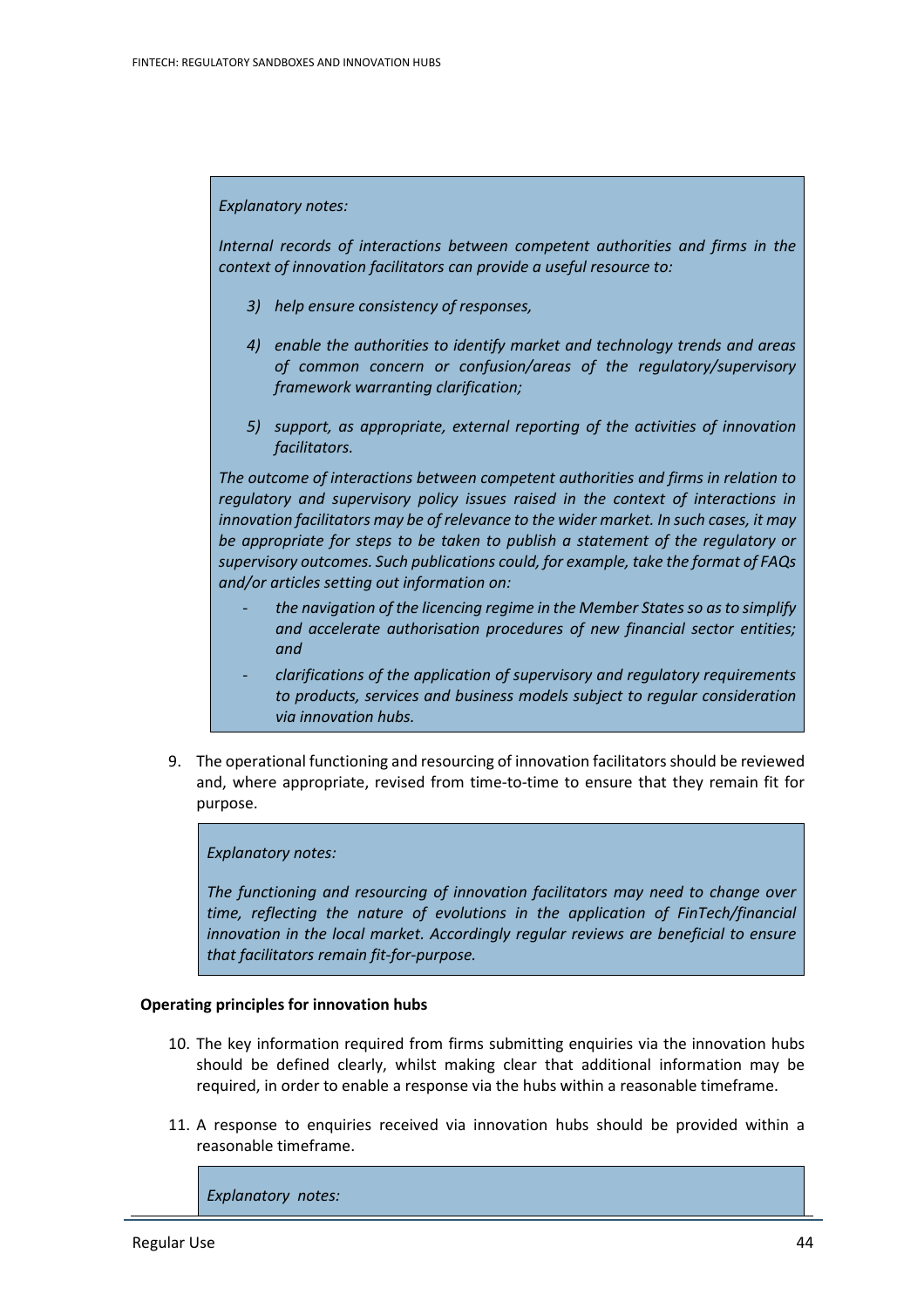*Explanatory notes:*

*Internal records of interactions between competent authorities and firms in the context of innovation facilitators can provide a useful resource to:*

3) *help ensure consistency of responses,*

4) *enable the authorities to identify market and technology trends and areas of common concern or confusion/areas of the regulatory/supervisory framework warranting clarification;*

5) *support, as appropriate, external reporting of the activities of innovation facilitators.*

*The outcome of interactions between competent authorities and firms in relation to regulatory and supervisory policy issues raised in the context of interactions in innovation facilitators may be of relevance to the wider market. In such cases, it may be appropriate for steps to be taken to publish a statement of the regulatory or supervisory outcomes. Such publications could, for example, take the format of FAQs and/or articles setting out information on:*

- *the navigation of the licencing regime in the Member States so as to simplify and accelerate authorisation procedures of new financial sector entities; and*
- *clarifications of the application of supervisory and regulatory requirements to products, services and business models subject to regular consideration via innovation hubs.*

9. The operational functioning and resourcing of innovation facilitators should be reviewed and, where appropriate, revised from time-to-time to ensure that they remain fit for purpose.

*Explanatory notes:*

*The functioning and resourcing of innovation facilitators may need to change over time, reflecting the nature of evolutions in the application of FinTech/financial innovation in the local market. Accordingly regular reviews are beneficial to ensure that facilitators remain fit-for-purpose.*

**Operating principles for innovation hubs**

10. The key information required from firms submitting enquiries via the innovation hubs should be defined clearly, whilst making clear that additional information may be required, in order to enable a response via the hubs within a reasonable timeframe.

11. A response to enquiries received via innovation hubs should be provided within a reasonable timeframe.

*Explanatory notes:*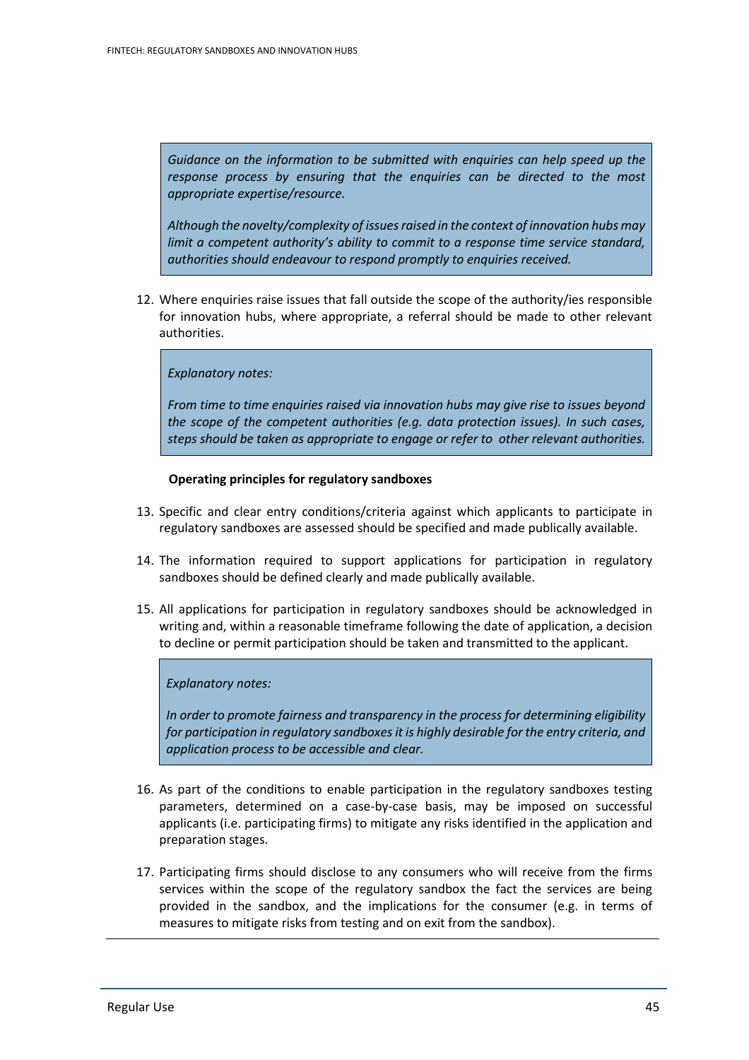*Guidance on the information to be submitted with enquiries can help speed up the response process by ensuring that the enquiries can be directed to the most appropriate expertise/resource.*

*Although the novelty/complexity of issues raised in the context of innovation hubs may limit a competent authority's ability to commit to a response time service standard, authorities should endeavour to respond promptly to enquiries received.*

12. Where enquiries raise issues that fall outside the scope of the authority/ies responsible for innovation hubs, where appropriate, a referral should be made to other relevant authorities.

*Explanatory notes:*

*From time to time enquiries raised via innovation hubs may give rise to issues beyond the scope of the competent authorities (e.g. data protection issues). In such cases, steps should be taken as appropriate to engage or refer to other relevant authorities.*

**Operating principles for regulatory sandboxes**

13. Specific and clear entry conditions/criteria against which applicants to participate in regulatory sandboxes are assessed should be specified and made publically available.

14. The information required to support applications for participation in regulatory sandboxes should be defined clearly and made publically available.

15. All applications for participation in regulatory sandboxes should be acknowledged in writing and, within a reasonable timeframe following the date of application, a decision to decline or permit participation should be taken and transmitted to the applicant.

*Explanatory notes:*

*In order to promote fairness and transparency in the process for determining eligibility for participation in regulatory sandboxes it is highly desirable for the entry criteria, and application process to be accessible and clear.*

16. As part of the conditions to enable participation in the regulatory sandboxes testing parameters, determined on a case-by-case basis, may be imposed on successful applicants (i.e. participating firms) to mitigate any risks identified in the application and preparation stages.

17. Participating firms should disclose to any consumers who will receive from the firms services within the scope of the regulatory sandbox the fact the services are being provided in the sandbox, and the implications for the consumer (e.g. in terms of measures to mitigate risks from testing and on exit from the sandbox).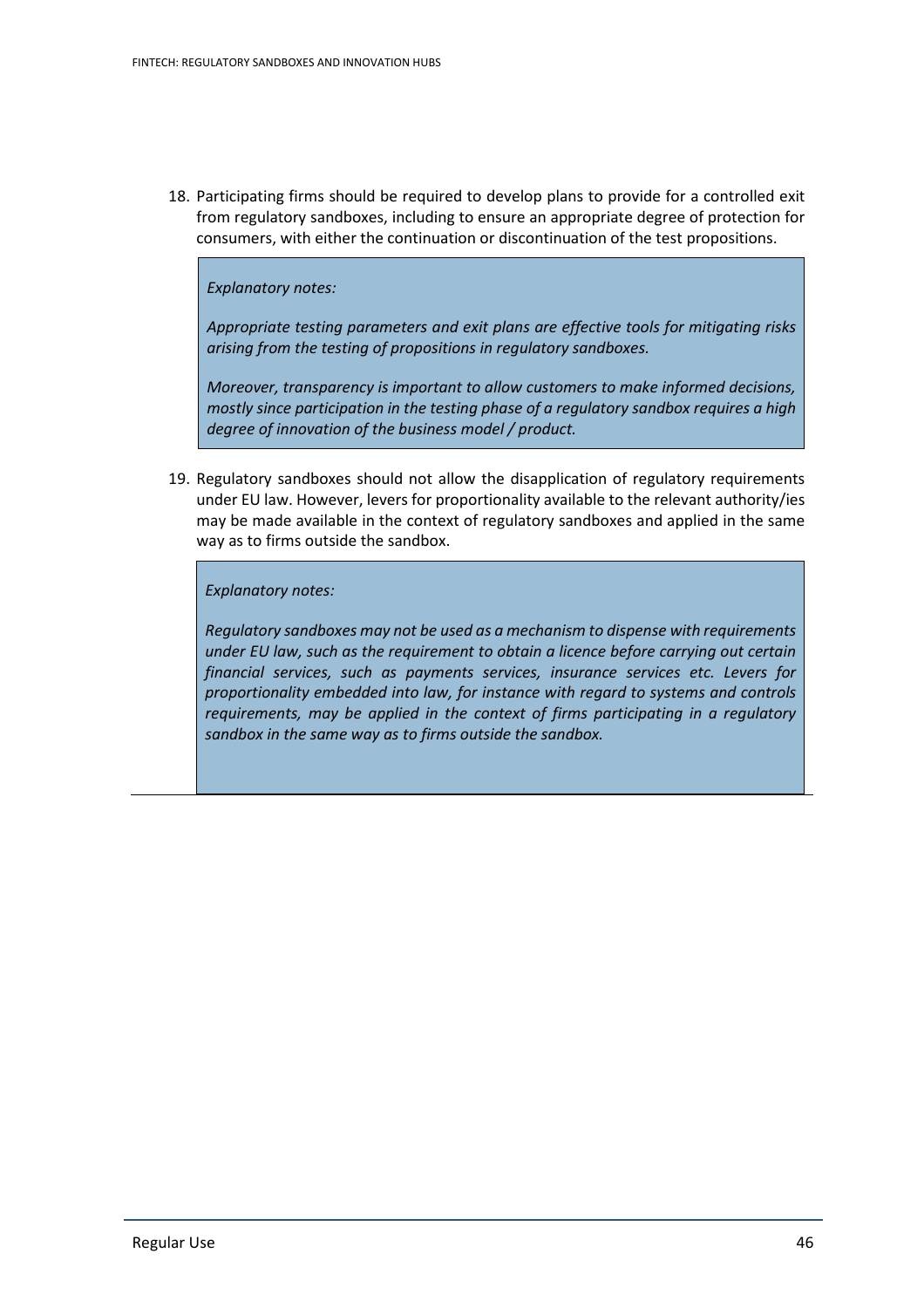18. Participating firms should be required to develop plans to provide for a controlled exit from regulatory sandboxes, including to ensure an appropriate degree of protection for consumers, with either the continuation or discontinuation of the test propositions.

> *Explanatory notes:*
>
> *Appropriate testing parameters and exit plans are effective tools for mitigating risks arising from the testing of propositions in regulatory sandboxes.*
>
> *Moreover, transparency is important to allow customers to make informed decisions, mostly since participation in the testing phase of a regulatory sandbox requires a high degree of innovation of the business model / product.*

19. Regulatory sandboxes should not allow the disapplication of regulatory requirements under EU law. However, levers for proportionality available to the relevant authority/ies may be made available in the context of regulatory sandboxes and applied in the same way as to firms outside the sandbox.

> *Explanatory notes:*
>
> *Regulatory sandboxes may not be used as a mechanism to dispense with requirements under EU law, such as the requirement to obtain a licence before carrying out certain financial services, such as payments services, insurance services etc. Levers for proportionality embedded into law, for instance with regard to systems and controls requirements, may be applied in the context of firms participating in a regulatory sandbox in the same way as to firms outside the sandbox.*